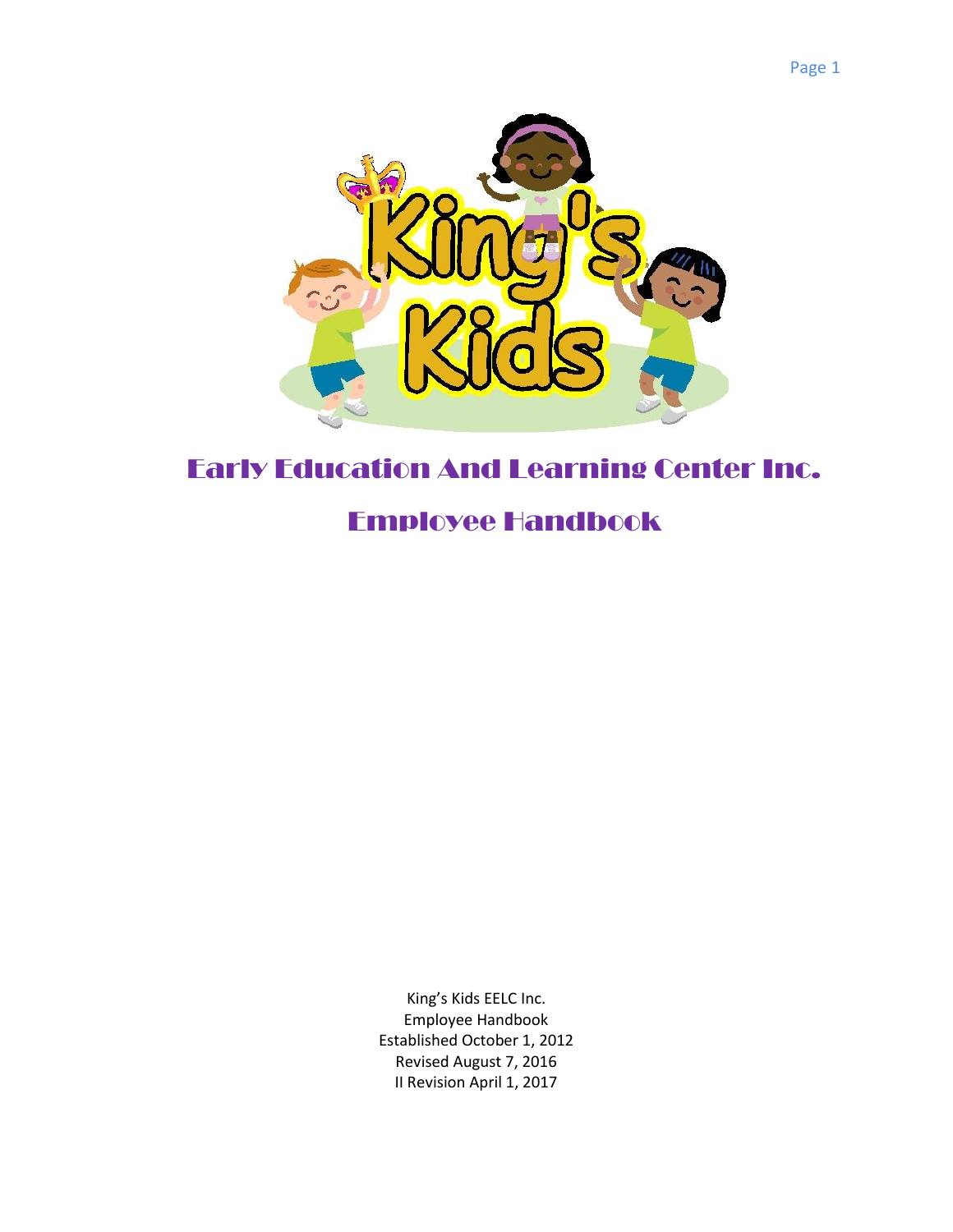# Early Education And Learning Center Inc.

## Employee Handbook

King's Kids EELC Inc.
Employee Handbook
Established October 1, 2012
Revised August 7, 2016
II Revision April 1, 2017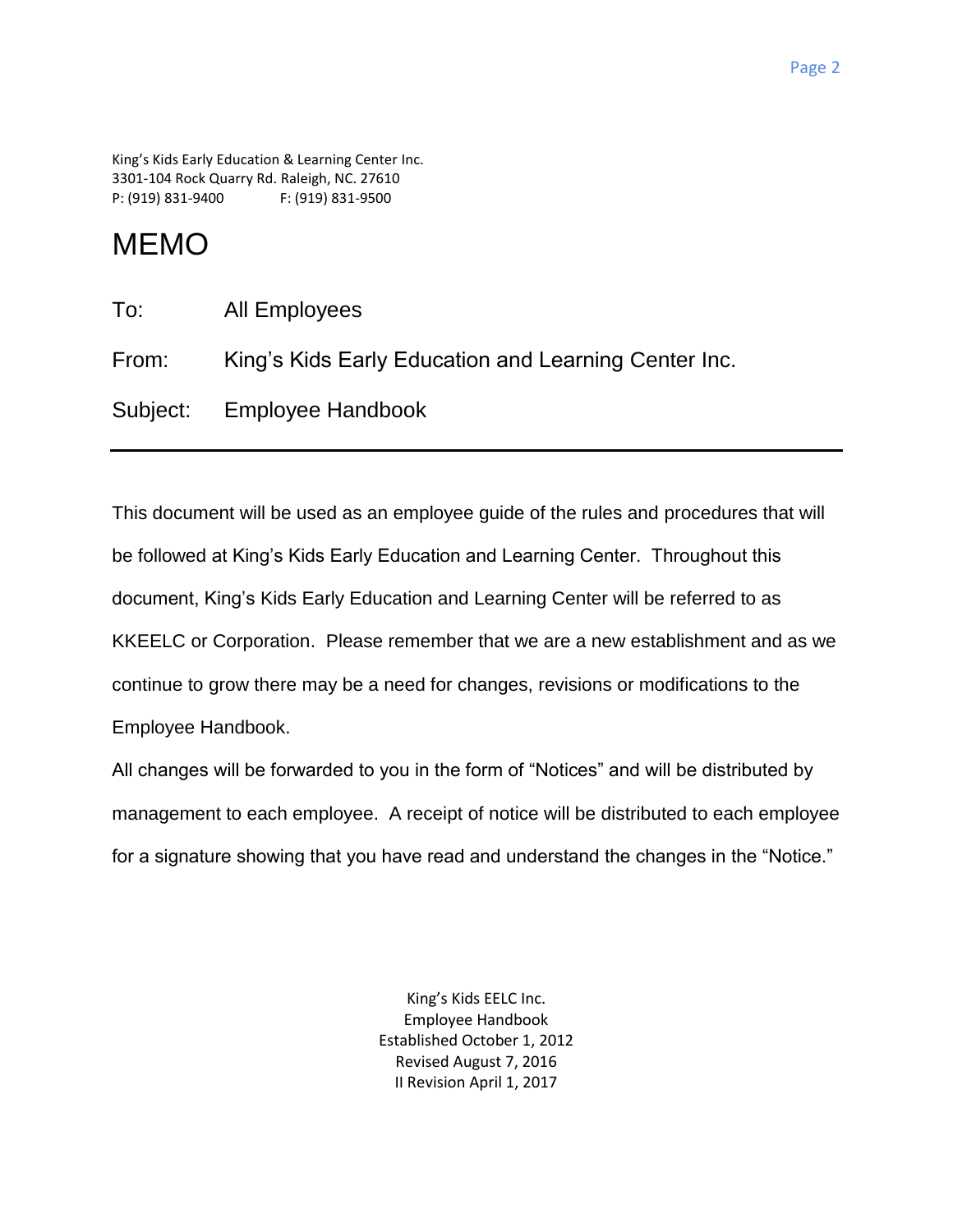King's Kids Early Education & Learning Center Inc.
3301-104 Rock Quarry Rd. Raleigh, NC. 27610
P: (919) 831-9400 F: (919) 831-9500

# MEMO

To: All Employees

From: King's Kids Early Education and Learning Center Inc.

Subject: Employee Handbook

---

This document will be used as an employee guide of the rules and procedures that will be followed at King's Kids Early Education and Learning Center. Throughout this document, King's Kids Early Education and Learning Center will be referred to as KKEELC or Corporation. Please remember that we are a new establishment and as we continue to grow there may be a need for changes, revisions or modifications to the Employee Handbook.

All changes will be forwarded to you in the form of "Notices" and will be distributed by management to each employee. A receipt of notice will be distributed to each employee for a signature showing that you have read and understand the changes in the "Notice."

King's Kids EELC Inc.
Employee Handbook
Established October 1, 2012
Revised August 7, 2016
II Revision April 1, 2017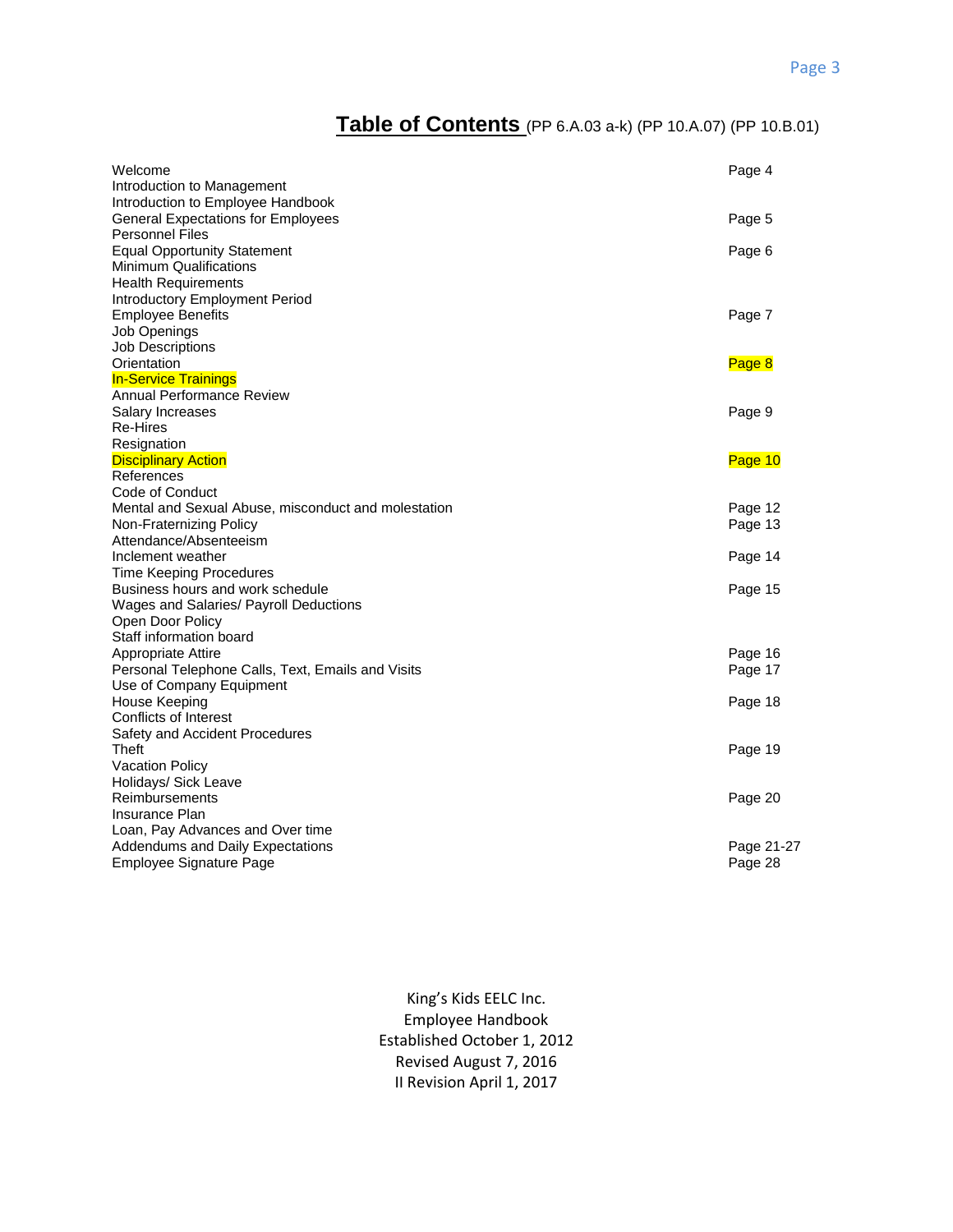# Table of Contents (PP 6.A.03 a-k) (PP 10.A.07) (PP 10.B.01)

| | |
|---|---|
| Welcome | Page 4 |
| Introduction to Management | |
| Introduction to Employee Handbook | |
| General Expectations for Employees | Page 5 |
| Personnel Files | |
| Equal Opportunity Statement | Page 6 |
| Minimum Qualifications | |
| Health Requirements | |
| Introductory Employment Period | |
| Employee Benefits | Page 7 |
| Job Openings | |
| Job Descriptions | |
| Orientation | Page 8 |
| In-Service Trainings | |
| Annual Performance Review | |
| Salary Increases | Page 9 |
| Re-Hires | |
| Resignation | |
| Disciplinary Action | Page 10 |
| References | |
| Code of Conduct | |
| Mental and Sexual Abuse, misconduct and molestation | Page 12 |
| Non-Fraternizing Policy | Page 13 |
| Attendance/Absenteeism | |
| Inclement weather | Page 14 |
| Time Keeping Procedures | |
| Business hours and work schedule | Page 15 |
| Wages and Salaries/ Payroll Deductions | |
| Open Door Policy | |
| Staff information board | |
| Appropriate Attire | Page 16 |
| Personal Telephone Calls, Text, Emails and Visits | Page 17 |
| Use of Company Equipment | |
| House Keeping | Page 18 |
| Conflicts of Interest | |
| Safety and Accident Procedures | |
| Theft | Page 19 |
| Vacation Policy | |
| Holidays/ Sick Leave | |
| Reimbursements | Page 20 |
| Insurance Plan | |
| Loan, Pay Advances and Over time | |
| Addendums and Daily Expectations | Page 21-27 |
| Employee Signature Page | Page 28 |

King's Kids EELC Inc.
Employee Handbook
Established October 1, 2012
Revised August 7, 2016
II Revision April 1, 2017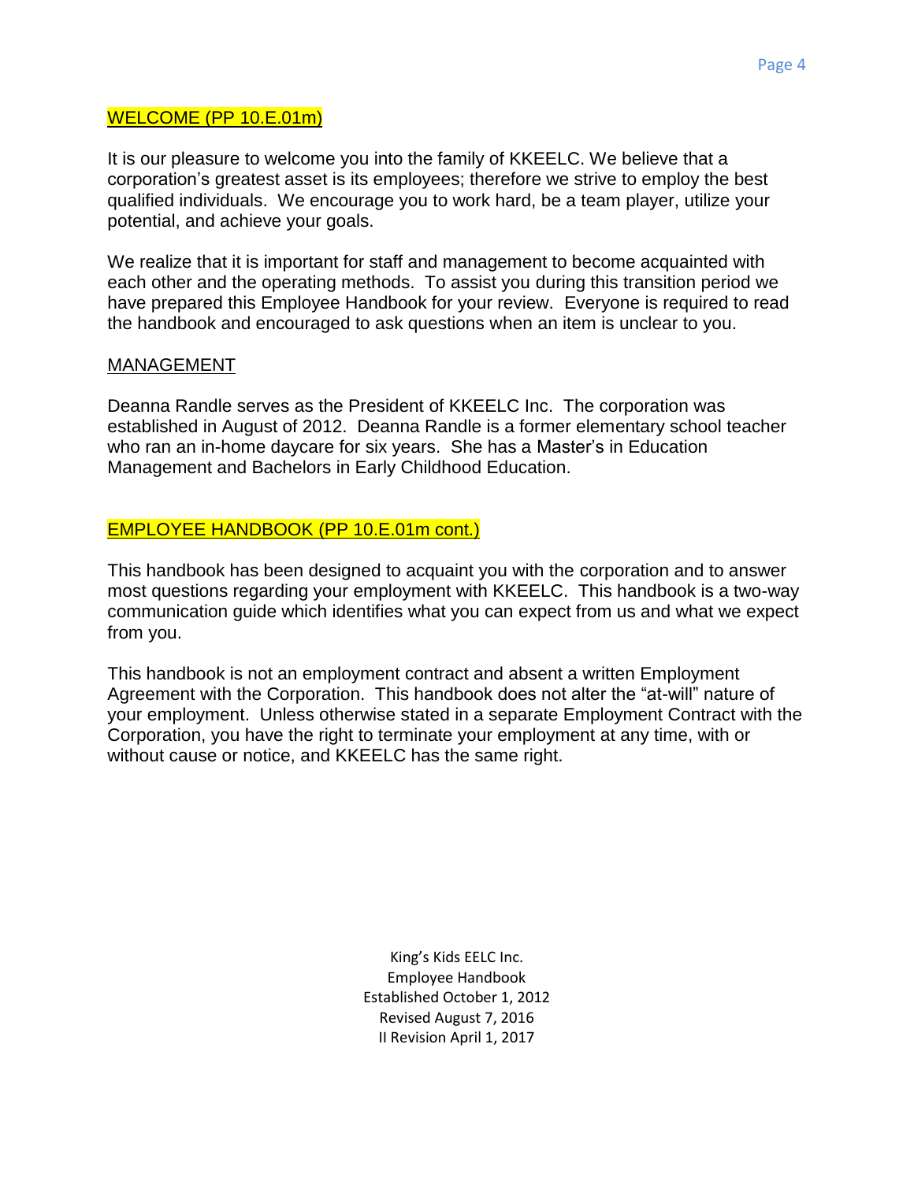## WELCOME (PP 10.E.01m)

It is our pleasure to welcome you into the family of KKEELC. We believe that a corporation's greatest asset is its employees; therefore we strive to employ the best qualified individuals. We encourage you to work hard, be a team player, utilize your potential, and achieve your goals.

We realize that it is important for staff and management to become acquainted with each other and the operating methods. To assist you during this transition period we have prepared this Employee Handbook for your review. Everyone is required to read the handbook and encouraged to ask questions when an item is unclear to you.

### MANAGEMENT

Deanna Randle serves as the President of KKEELC Inc. The corporation was established in August of 2012. Deanna Randle is a former elementary school teacher who ran an in-home daycare for six years. She has a Master's in Education Management and Bachelors in Early Childhood Education.

## EMPLOYEE HANDBOOK (PP 10.E.01m cont.)

This handbook has been designed to acquaint you with the corporation and to answer most questions regarding your employment with KKEELC. This handbook is a two-way communication guide which identifies what you can expect from us and what we expect from you.

This handbook is not an employment contract and absent a written Employment Agreement with the Corporation. This handbook does not alter the "at-will" nature of your employment. Unless otherwise stated in a separate Employment Contract with the Corporation, you have the right to terminate your employment at any time, with or without cause or notice, and KKEELC has the same right.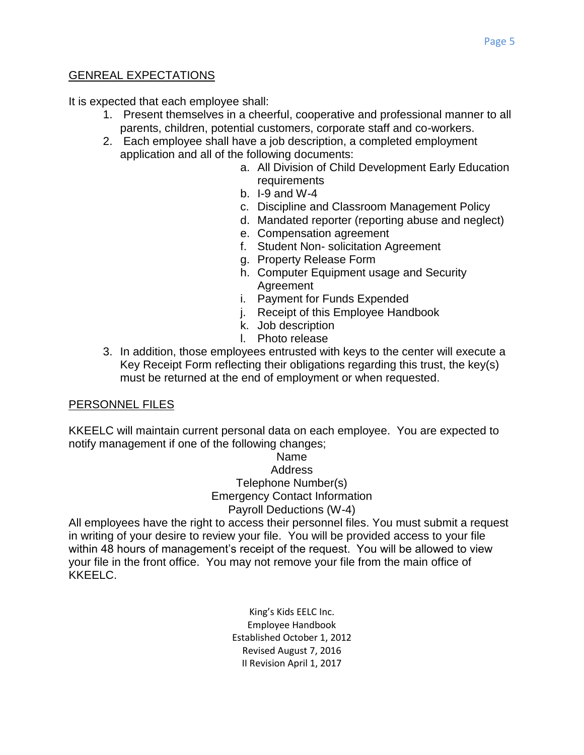## GENREAL EXPECTATIONS

It is expected that each employee shall:

1. Present themselves in a cheerful, cooperative and professional manner to all parents, children, potential customers, corporate staff and co-workers.
2. Each employee shall have a job description, a completed employment application and all of the following documents:
   a. All Division of Child Development Early Education requirements
   b. I-9 and W-4
   c. Discipline and Classroom Management Policy
   d. Mandated reporter (reporting abuse and neglect)
   e. Compensation agreement
   f. Student Non- solicitation Agreement
   g. Property Release Form
   h. Computer Equipment usage and Security Agreement
   i. Payment for Funds Expended
   j. Receipt of this Employee Handbook
   k. Job description
   l. Photo release
3. In addition, those employees entrusted with keys to the center will execute a Key Receipt Form reflecting their obligations regarding this trust, the key(s) must be returned at the end of employment or when requested.

## PERSONNEL FILES

KKEELC will maintain current personal data on each employee. You are expected to notify management if one of the following changes;

Name
Address
Telephone Number(s)
Emergency Contact Information
Payroll Deductions (W-4)

All employees have the right to access their personnel files. You must submit a request in writing of your desire to review your file. You will be provided access to your file within 48 hours of management's receipt of the request. You will be allowed to view your file in the front office. You may not remove your file from the main office of KKEELC.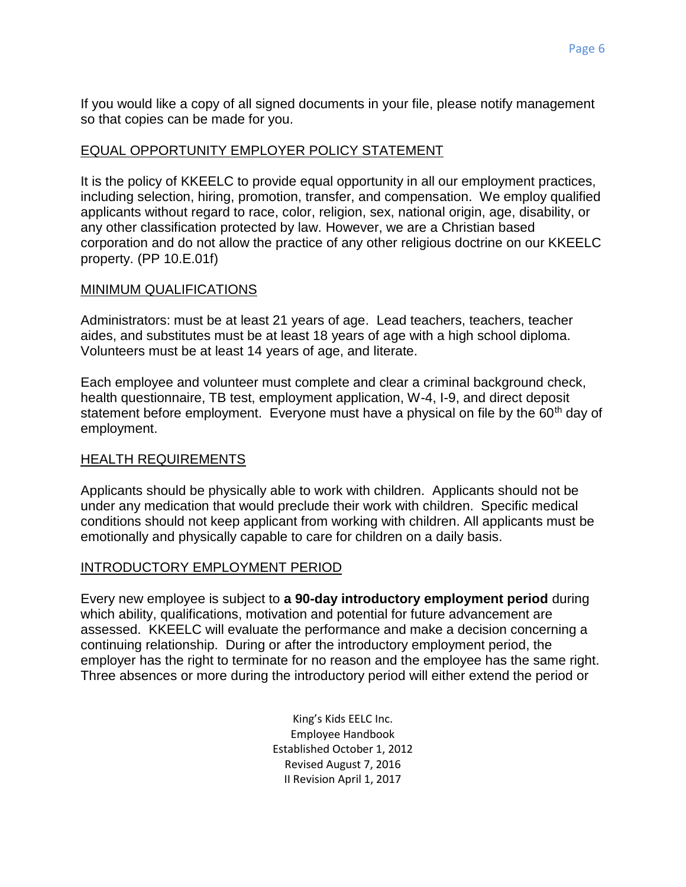If you would like a copy of all signed documents in your file, please notify management so that copies can be made for you.

## EQUAL OPPORTUNITY EMPLOYER POLICY STATEMENT

It is the policy of KKEELC to provide equal opportunity in all our employment practices, including selection, hiring, promotion, transfer, and compensation. We employ qualified applicants without regard to race, color, religion, sex, national origin, age, disability, or any other classification protected by law. However, we are a Christian based corporation and do not allow the practice of any other religious doctrine on our KKEELC property. (PP 10.E.01f)

## MINIMUM QUALIFICATIONS

Administrators: must be at least 21 years of age. Lead teachers, teachers, teacher aides, and substitutes must be at least 18 years of age with a high school diploma. Volunteers must be at least 14 years of age, and literate.

Each employee and volunteer must complete and clear a criminal background check, health questionnaire, TB test, employment application, W-4, I-9, and direct deposit statement before employment. Everyone must have a physical on file by the 60th day of employment.

## HEALTH REQUIREMENTS

Applicants should be physically able to work with children. Applicants should not be under any medication that would preclude their work with children. Specific medical conditions should not keep applicant from working with children. All applicants must be emotionally and physically capable to care for children on a daily basis.

## INTRODUCTORY EMPLOYMENT PERIOD

Every new employee is subject to **a 90-day introductory employment period** during which ability, qualifications, motivation and potential for future advancement are assessed. KKEELC will evaluate the performance and make a decision concerning a continuing relationship. During or after the introductory employment period, the employer has the right to terminate for no reason and the employee has the same right. Three absences or more during the introductory period will either extend the period or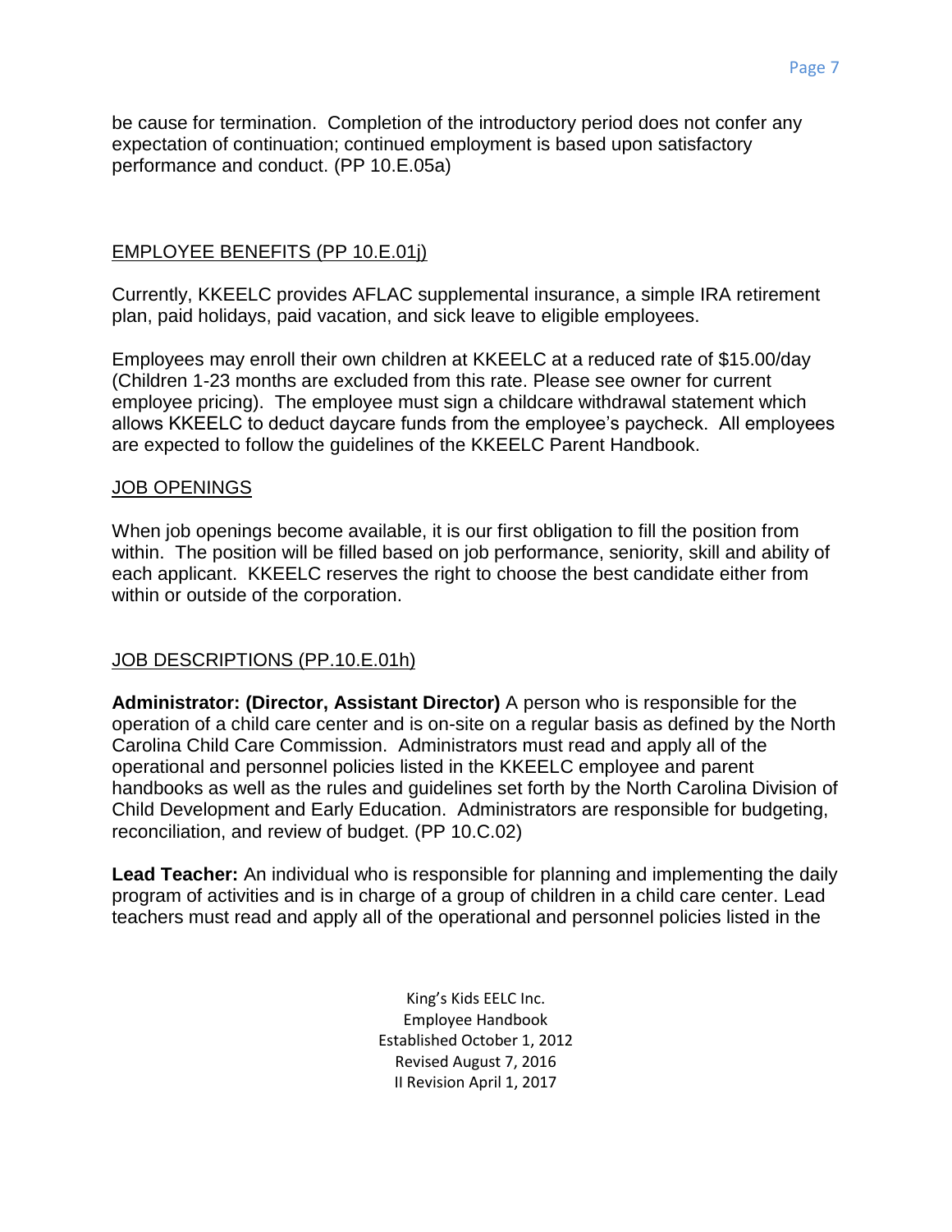be cause for termination. Completion of the introductory period does not confer any expectation of continuation; continued employment is based upon satisfactory performance and conduct. (PP 10.E.05a)

## EMPLOYEE BENEFITS (PP 10.E.01j)

Currently, KKEELC provides AFLAC supplemental insurance, a simple IRA retirement plan, paid holidays, paid vacation, and sick leave to eligible employees.

Employees may enroll their own children at KKEELC at a reduced rate of $15.00/day (Children 1-23 months are excluded from this rate. Please see owner for current employee pricing). The employee must sign a childcare withdrawal statement which allows KKEELC to deduct daycare funds from the employee's paycheck. All employees are expected to follow the guidelines of the KKEELC Parent Handbook.

## JOB OPENINGS

When job openings become available, it is our first obligation to fill the position from within. The position will be filled based on job performance, seniority, skill and ability of each applicant. KKEELC reserves the right to choose the best candidate either from within or outside of the corporation.

## JOB DESCRIPTIONS (PP.10.E.01h)

**Administrator: (Director, Assistant Director)** A person who is responsible for the operation of a child care center and is on-site on a regular basis as defined by the North Carolina Child Care Commission. Administrators must read and apply all of the operational and personnel policies listed in the KKEELC employee and parent handbooks as well as the rules and guidelines set forth by the North Carolina Division of Child Development and Early Education. Administrators are responsible for budgeting, reconciliation, and review of budget. (PP 10.C.02)

**Lead Teacher:** An individual who is responsible for planning and implementing the daily program of activities and is in charge of a group of children in a child care center. Lead teachers must read and apply all of the operational and personnel policies listed in the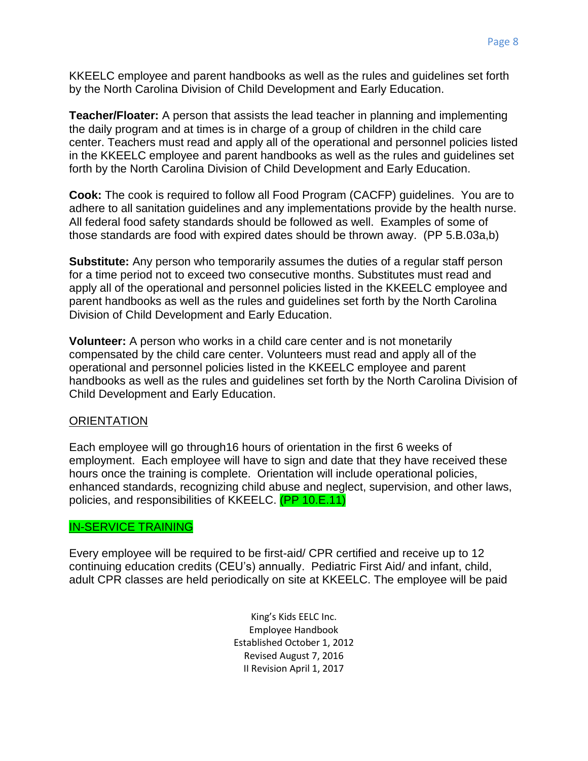KKEELC employee and parent handbooks as well as the rules and guidelines set forth by the North Carolina Division of Child Development and Early Education.

**Teacher/Floater:** A person that assists the lead teacher in planning and implementing the daily program and at times is in charge of a group of children in the child care center. Teachers must read and apply all of the operational and personnel policies listed in the KKEELC employee and parent handbooks as well as the rules and guidelines set forth by the North Carolina Division of Child Development and Early Education.

**Cook:** The cook is required to follow all Food Program (CACFP) guidelines. You are to adhere to all sanitation guidelines and any implementations provide by the health nurse. All federal food safety standards should be followed as well. Examples of some of those standards are food with expired dates should be thrown away. (PP 5.B.03a,b)

**Substitute:** Any person who temporarily assumes the duties of a regular staff person for a time period not to exceed two consecutive months. Substitutes must read and apply all of the operational and personnel policies listed in the KKEELC employee and parent handbooks as well as the rules and guidelines set forth by the North Carolina Division of Child Development and Early Education.

**Volunteer:** A person who works in a child care center and is not monetarily compensated by the child care center. Volunteers must read and apply all of the operational and personnel policies listed in the KKEELC employee and parent handbooks as well as the rules and guidelines set forth by the North Carolina Division of Child Development and Early Education.

## ORIENTATION

Each employee will go through16 hours of orientation in the first 6 weeks of employment. Each employee will have to sign and date that they have received these hours once the training is complete. Orientation will include operational policies, enhanced standards, recognizing child abuse and neglect, supervision, and other laws, policies, and responsibilities of KKEELC. (PP 10.E.11)

## IN-SERVICE TRAINING

Every employee will be required to be first-aid/ CPR certified and receive up to 12 continuing education credits (CEU's) annually. Pediatric First Aid/ and infant, child, adult CPR classes are held periodically on site at KKEELC. The employee will be paid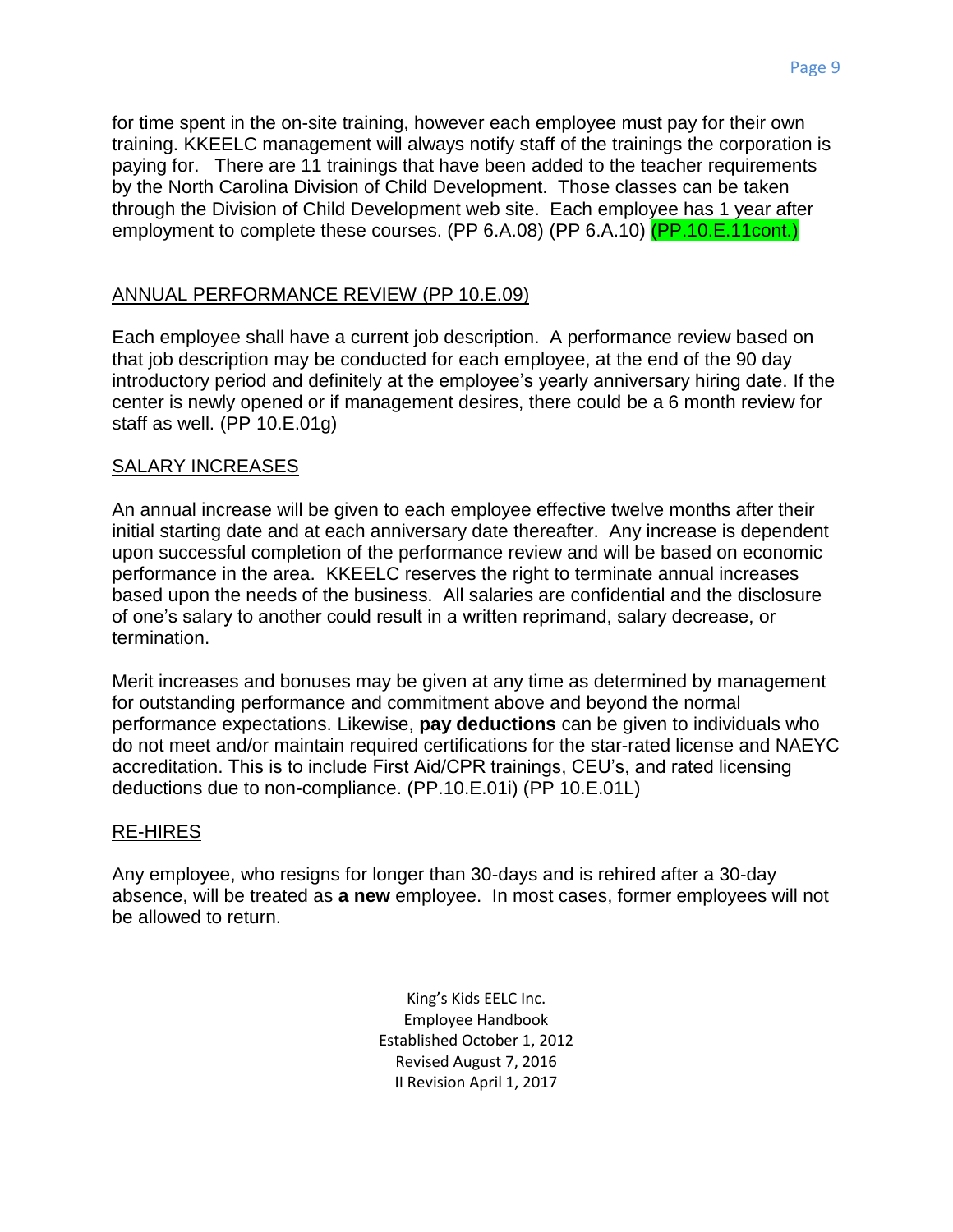for time spent in the on-site training, however each employee must pay for their own training. KKEELC management will always notify staff of the trainings the corporation is paying for. There are 11 trainings that have been added to the teacher requirements by the North Carolina Division of Child Development. Those classes can be taken through the Division of Child Development web site. Each employee has 1 year after employment to complete these courses. (PP 6.A.08) (PP 6.A.10) (PP.10.E.11cont.)

## ANNUAL PERFORMANCE REVIEW (PP 10.E.09)

Each employee shall have a current job description. A performance review based on that job description may be conducted for each employee, at the end of the 90 day introductory period and definitely at the employee's yearly anniversary hiring date. If the center is newly opened or if management desires, there could be a 6 month review for staff as well. (PP 10.E.01g)

## SALARY INCREASES

An annual increase will be given to each employee effective twelve months after their initial starting date and at each anniversary date thereafter. Any increase is dependent upon successful completion of the performance review and will be based on economic performance in the area. KKEELC reserves the right to terminate annual increases based upon the needs of the business. All salaries are confidential and the disclosure of one's salary to another could result in a written reprimand, salary decrease, or termination.

Merit increases and bonuses may be given at any time as determined by management for outstanding performance and commitment above and beyond the normal performance expectations. Likewise, **pay deductions** can be given to individuals who do not meet and/or maintain required certifications for the star-rated license and NAEYC accreditation. This is to include First Aid/CPR trainings, CEU's, and rated licensing deductions due to non-compliance. (PP.10.E.01i) (PP 10.E.01L)

## RE-HIRES

Any employee, who resigns for longer than 30-days and is rehired after a 30-day absence, will be treated as **a new** employee. In most cases, former employees will not be allowed to return.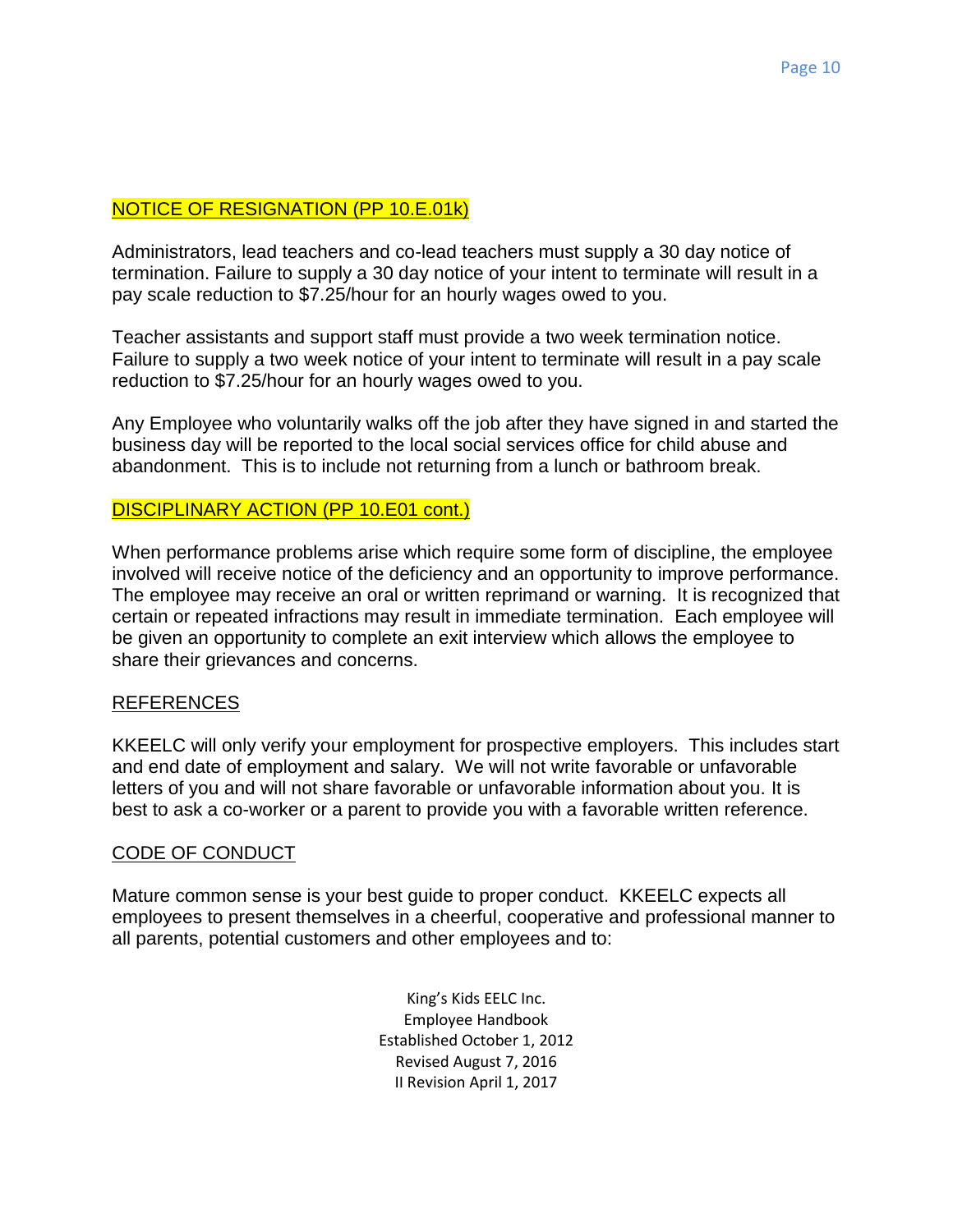## NOTICE OF RESIGNATION (PP 10.E.01k)

Administrators, lead teachers and co-lead teachers must supply a 30 day notice of termination. Failure to supply a 30 day notice of your intent to terminate will result in a pay scale reduction to $7.25/hour for an hourly wages owed to you.

Teacher assistants and support staff must provide a two week termination notice. Failure to supply a two week notice of your intent to terminate will result in a pay scale reduction to $7.25/hour for an hourly wages owed to you.

Any Employee who voluntarily walks off the job after they have signed in and started the business day will be reported to the local social services office for child abuse and abandonment. This is to include not returning from a lunch or bathroom break.

## DISCIPLINARY ACTION (PP 10.E01 cont.)

When performance problems arise which require some form of discipline, the employee involved will receive notice of the deficiency and an opportunity to improve performance. The employee may receive an oral or written reprimand or warning. It is recognized that certain or repeated infractions may result in immediate termination. Each employee will be given an opportunity to complete an exit interview which allows the employee to share their grievances and concerns.

## REFERENCES

KKEELC will only verify your employment for prospective employers. This includes start and end date of employment and salary. We will not write favorable or unfavorable letters of you and will not share favorable or unfavorable information about you. It is best to ask a co-worker or a parent to provide you with a favorable written reference.

## CODE OF CONDUCT

Mature common sense is your best guide to proper conduct. KKEELC expects all employees to present themselves in a cheerful, cooperative and professional manner to all parents, potential customers and other employees and to: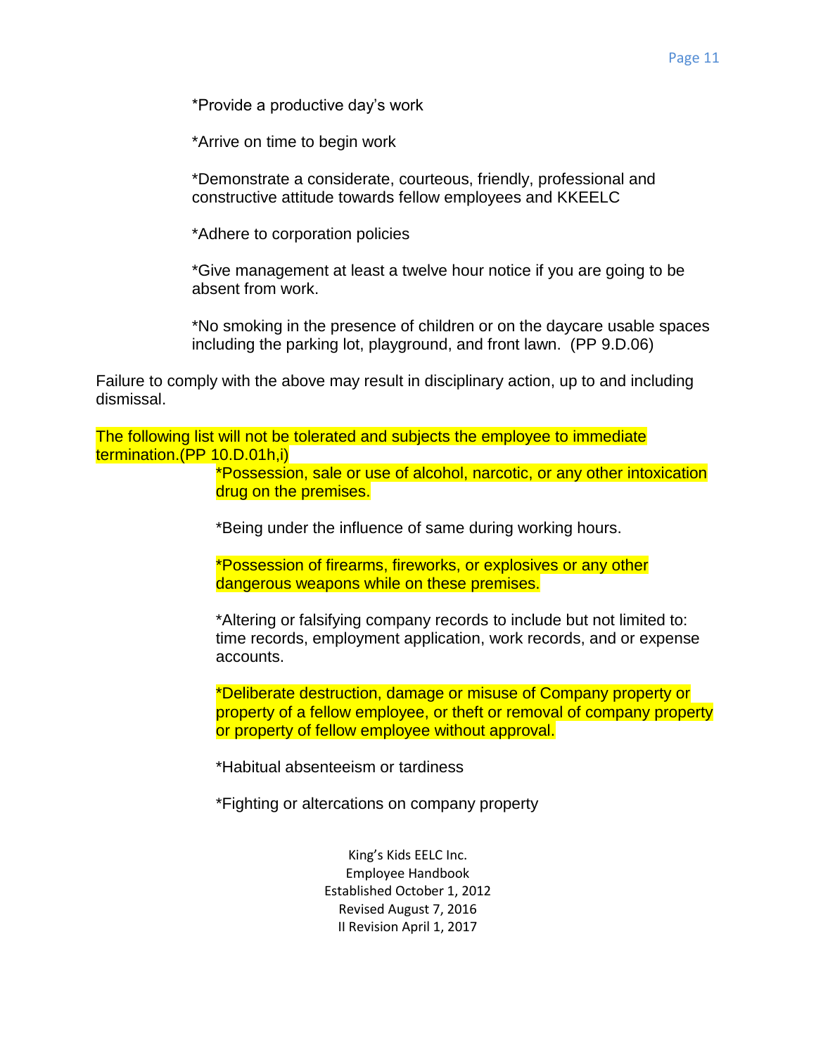*Provide a productive day's work

*Arrive on time to begin work

*Demonstrate a considerate, courteous, friendly, professional and constructive attitude towards fellow employees and KKEELC

*Adhere to corporation policies

*Give management at least a twelve hour notice if you are going to be absent from work.

*No smoking in the presence of children or on the daycare usable spaces including the parking lot, playground, and front lawn. (PP 9.D.06)

Failure to comply with the above may result in disciplinary action, up to and including dismissal.

The following list will not be tolerated and subjects the employee to immediate termination.(PP 10.D.01h,i)

*Possession, sale or use of alcohol, narcotic, or any other intoxication drug on the premises.

*Being under the influence of same during working hours.

*Possession of firearms, fireworks, or explosives or any other dangerous weapons while on these premises.

*Altering or falsifying company records to include but not limited to: time records, employment application, work records, and or expense accounts.

*Deliberate destruction, damage or misuse of Company property or property of a fellow employee, or theft or removal of company property or property of fellow employee without approval.

*Habitual absenteeism or tardiness

*Fighting or altercations on company property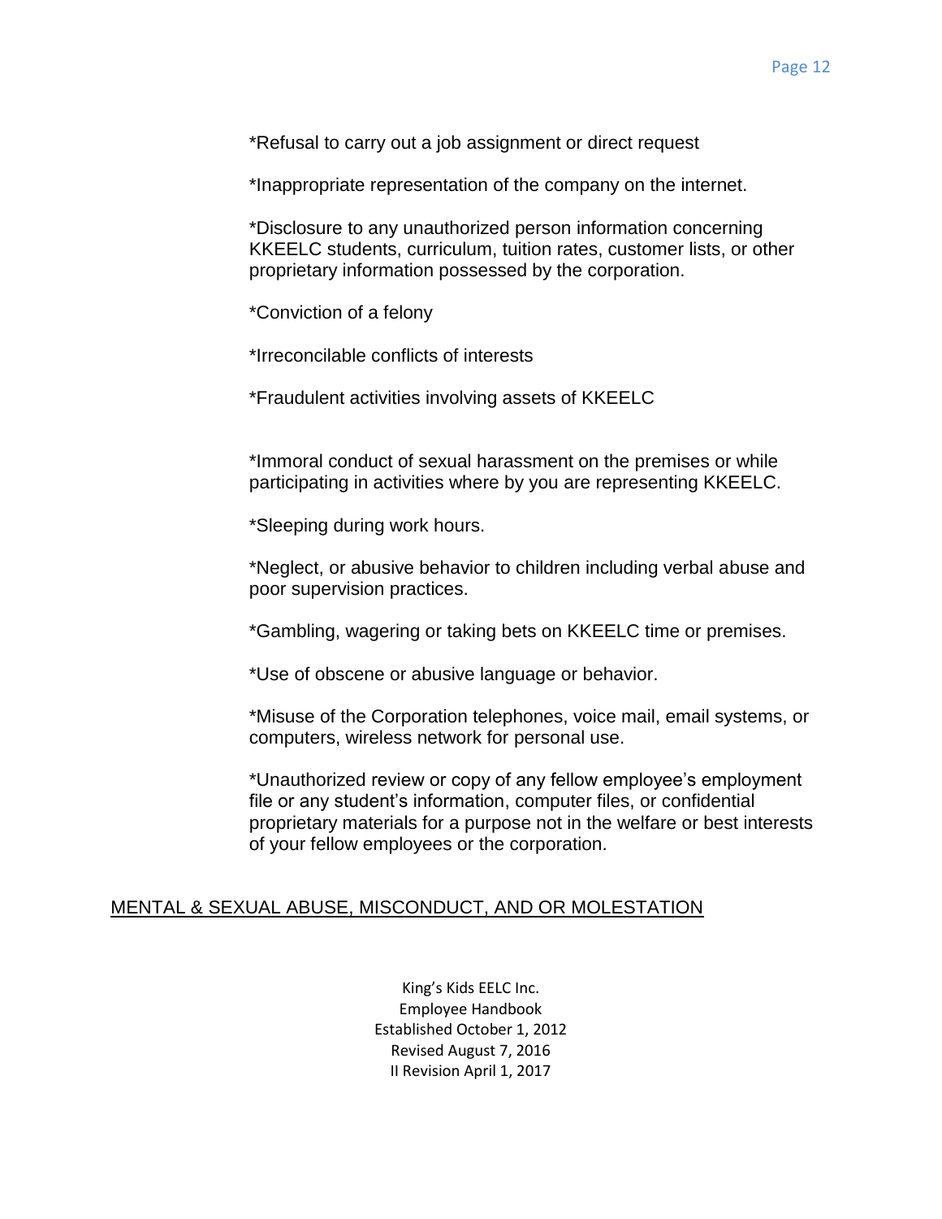*Refusal to carry out a job assignment or direct request

*Inappropriate representation of the company on the internet.

*Disclosure to any unauthorized person information concerning KKEELC students, curriculum, tuition rates, customer lists, or other proprietary information possessed by the corporation.

*Conviction of a felony

*Irreconcilable conflicts of interests

*Fraudulent activities involving assets of KKEELC

*Immoral conduct of sexual harassment on the premises or while participating in activities where by you are representing KKEELC.

*Sleeping during work hours.

*Neglect, or abusive behavior to children including verbal abuse and poor supervision practices.

*Gambling, wagering or taking bets on KKEELC time or premises.

*Use of obscene or abusive language or behavior.

*Misuse of the Corporation telephones, voice mail, email systems, or computers, wireless network for personal use.

*Unauthorized review or copy of any fellow employee's employment file or any student's information, computer files, or confidential proprietary materials for a purpose not in the welfare or best interests of your fellow employees or the corporation.

## MENTAL & SEXUAL ABUSE, MISCONDUCT, AND OR MOLESTATION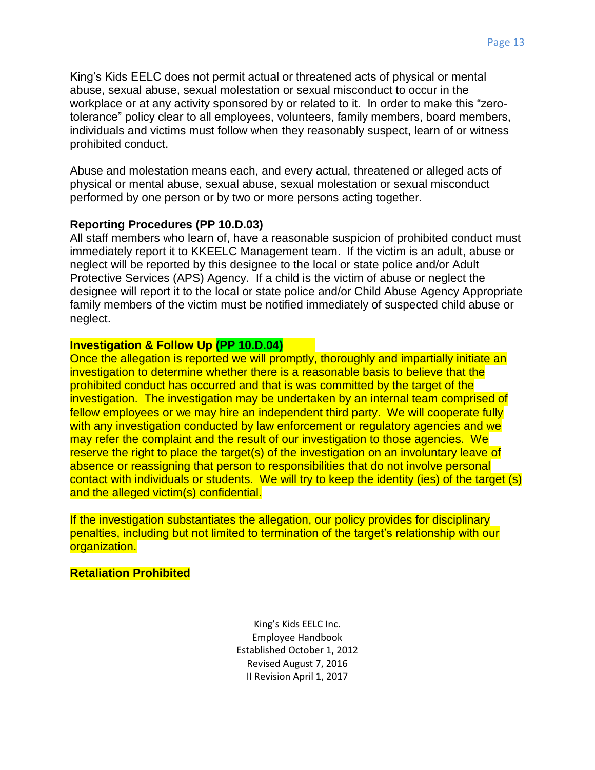King's Kids EELC does not permit actual or threatened acts of physical or mental abuse, sexual abuse, sexual molestation or sexual misconduct to occur in the workplace or at any activity sponsored by or related to it. In order to make this "zero-tolerance" policy clear to all employees, volunteers, family members, board members, individuals and victims must follow when they reasonably suspect, learn of or witness prohibited conduct.

Abuse and molestation means each, and every actual, threatened or alleged acts of physical or mental abuse, sexual abuse, sexual molestation or sexual misconduct performed by one person or by two or more persons acting together.

**Reporting Procedures (PP 10.D.03)**
All staff members who learn of, have a reasonable suspicion of prohibited conduct must immediately report it to KKEELC Management team. If the victim is an adult, abuse or neglect will be reported by this designee to the local or state police and/or Adult Protective Services (APS) Agency. If a child is the victim of abuse or neglect the designee will report it to the local or state police and/or Child Abuse Agency Appropriate family members of the victim must be notified immediately of suspected child abuse or neglect.

**Investigation & Follow Up (PP 10.D.04)**
Once the allegation is reported we will promptly, thoroughly and impartially initiate an investigation to determine whether there is a reasonable basis to believe that the prohibited conduct has occurred and that is was committed by the target of the investigation. The investigation may be undertaken by an internal team comprised of fellow employees or we may hire an independent third party. We will cooperate fully with any investigation conducted by law enforcement or regulatory agencies and we may refer the complaint and the result of our investigation to those agencies. We reserve the right to place the target(s) of the investigation on an involuntary leave of absence or reassigning that person to responsibilities that do not involve personal contact with individuals or students. We will try to keep the identity (ies) of the target (s) and the alleged victim(s) confidential.

If the investigation substantiates the allegation, our policy provides for disciplinary penalties, including but not limited to termination of the target's relationship with our organization.

**Retaliation Prohibited**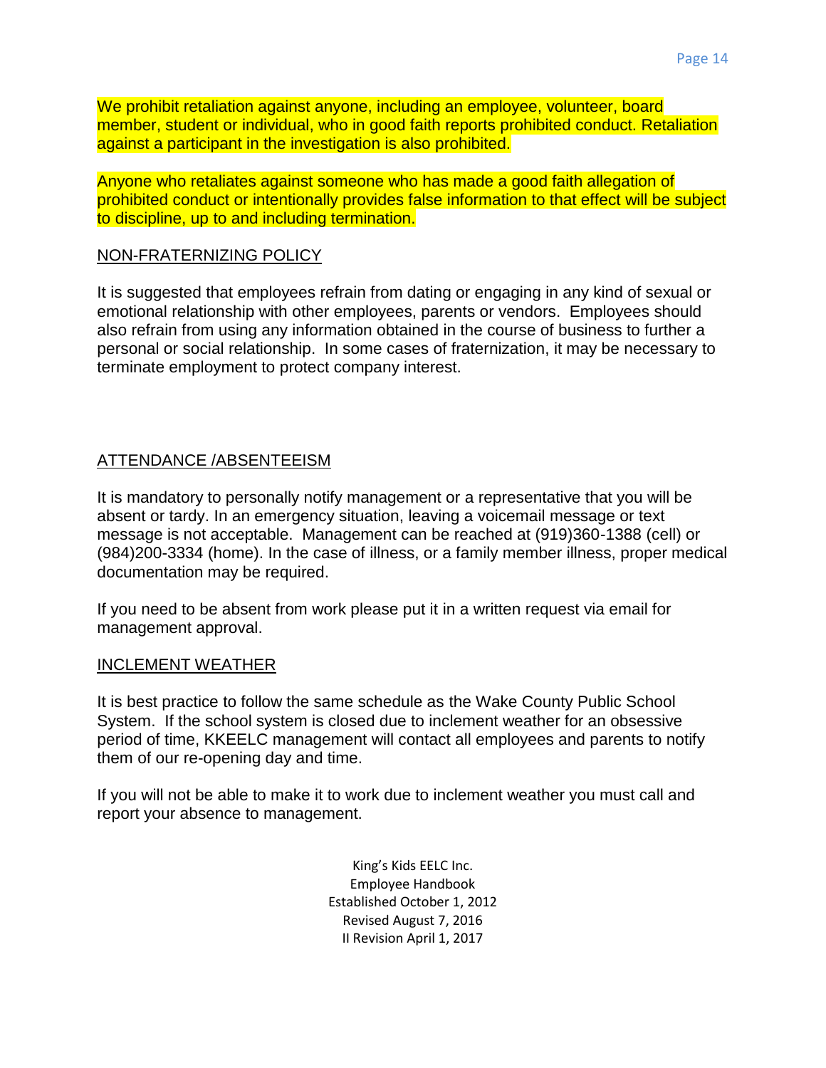We prohibit retaliation against anyone, including an employee, volunteer, board member, student or individual, who in good faith reports prohibited conduct. Retaliation against a participant in the investigation is also prohibited.

Anyone who retaliates against someone who has made a good faith allegation of prohibited conduct or intentionally provides false information to that effect will be subject to discipline, up to and including termination.

## NON-FRATERNIZING POLICY

It is suggested that employees refrain from dating or engaging in any kind of sexual or emotional relationship with other employees, parents or vendors. Employees should also refrain from using any information obtained in the course of business to further a personal or social relationship. In some cases of fraternization, it may be necessary to terminate employment to protect company interest.

## ATTENDANCE /ABSENTEEISM

It is mandatory to personally notify management or a representative that you will be absent or tardy. In an emergency situation, leaving a voicemail message or text message is not acceptable. Management can be reached at (919)360-1388 (cell) or (984)200-3334 (home). In the case of illness, or a family member illness, proper medical documentation may be required.

If you need to be absent from work please put it in a written request via email for management approval.

## INCLEMENT WEATHER

It is best practice to follow the same schedule as the Wake County Public School System. If the school system is closed due to inclement weather for an obsessive period of time, KKEELC management will contact all employees and parents to notify them of our re-opening day and time.

If you will not be able to make it to work due to inclement weather you must call and report your absence to management.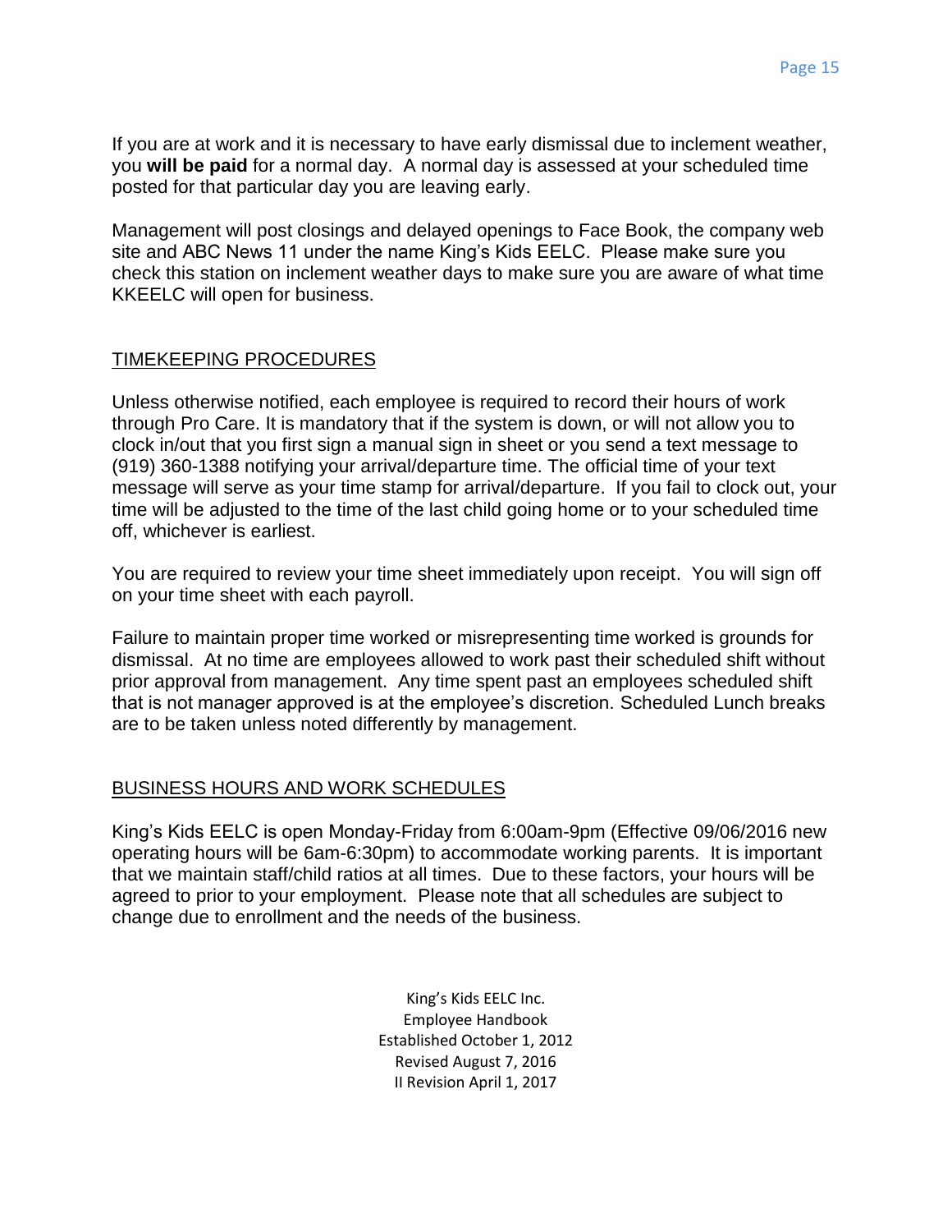If you are at work and it is necessary to have early dismissal due to inclement weather, you **will be paid** for a normal day. A normal day is assessed at your scheduled time posted for that particular day you are leaving early.

Management will post closings and delayed openings to Face Book, the company web site and ABC News 11 under the name King's Kids EELC. Please make sure you check this station on inclement weather days to make sure you are aware of what time KKEELC will open for business.

## TIMEKEEPING PROCEDURES

Unless otherwise notified, each employee is required to record their hours of work through Pro Care. It is mandatory that if the system is down, or will not allow you to clock in/out that you first sign a manual sign in sheet or you send a text message to (919) 360-1388 notifying your arrival/departure time. The official time of your text message will serve as your time stamp for arrival/departure. If you fail to clock out, your time will be adjusted to the time of the last child going home or to your scheduled time off, whichever is earliest.

You are required to review your time sheet immediately upon receipt. You will sign off on your time sheet with each payroll.

Failure to maintain proper time worked or misrepresenting time worked is grounds for dismissal. At no time are employees allowed to work past their scheduled shift without prior approval from management. Any time spent past an employees scheduled shift that is not manager approved is at the employee's discretion. Scheduled Lunch breaks are to be taken unless noted differently by management.

## BUSINESS HOURS AND WORK SCHEDULES

King's Kids EELC is open Monday-Friday from 6:00am-9pm (Effective 09/06/2016 new operating hours will be 6am-6:30pm) to accommodate working parents. It is important that we maintain staff/child ratios at all times. Due to these factors, your hours will be agreed to prior to your employment. Please note that all schedules are subject to change due to enrollment and the needs of the business.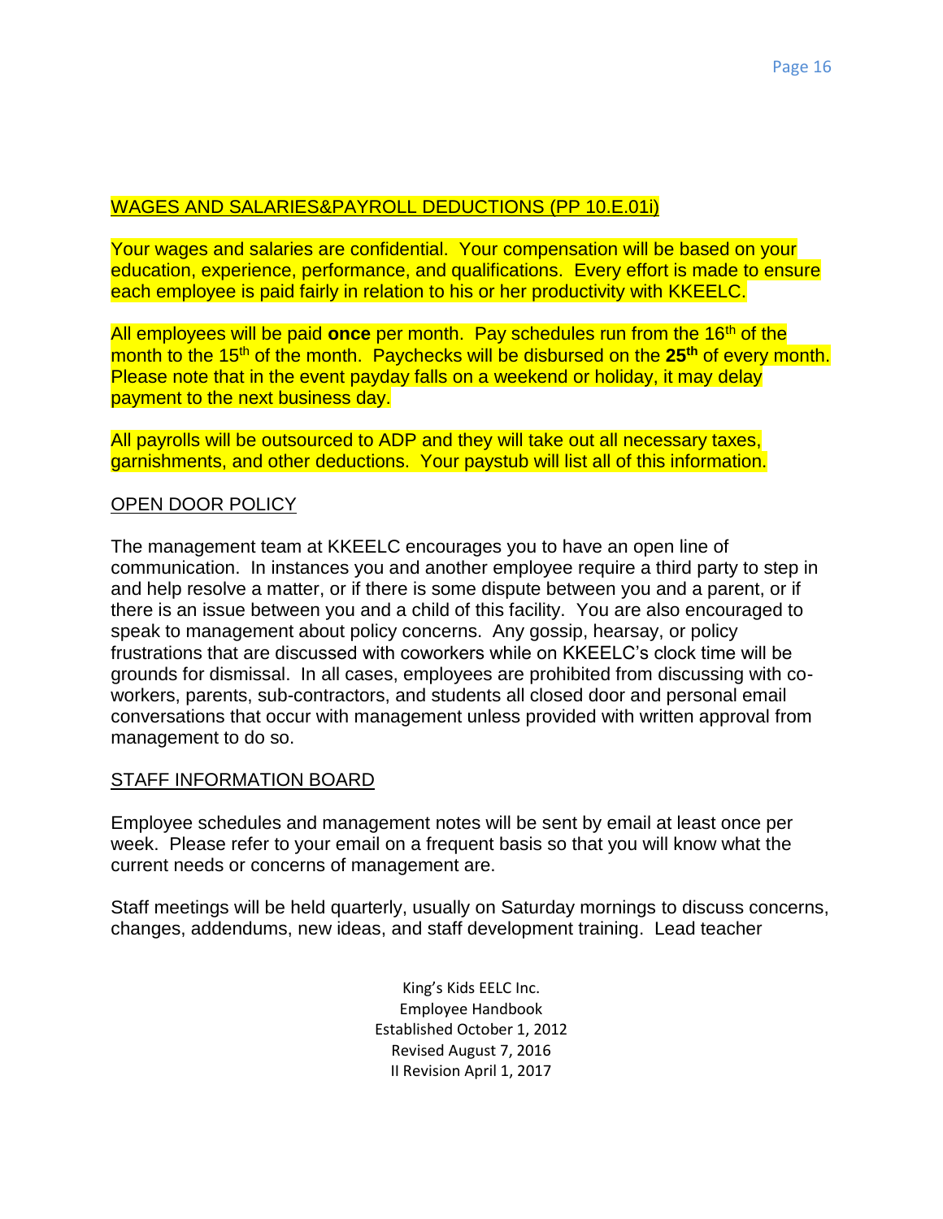## WAGES AND SALARIES&PAYROLL DEDUCTIONS (PP 10.E.01i)

Your wages and salaries are confidential. Your compensation will be based on your education, experience, performance, and qualifications. Every effort is made to ensure each employee is paid fairly in relation to his or her productivity with KKEELC.

All employees will be paid **once** per month. Pay schedules run from the 16th of the month to the 15th of the month. Paychecks will be disbursed on the **25th** of every month. Please note that in the event payday falls on a weekend or holiday, it may delay payment to the next business day.

All payrolls will be outsourced to ADP and they will take out all necessary taxes, garnishments, and other deductions. Your paystub will list all of this information.

## OPEN DOOR POLICY

The management team at KKEELC encourages you to have an open line of communication. In instances you and another employee require a third party to step in and help resolve a matter, or if there is some dispute between you and a parent, or if there is an issue between you and a child of this facility. You are also encouraged to speak to management about policy concerns. Any gossip, hearsay, or policy frustrations that are discussed with coworkers while on KKEELC's clock time will be grounds for dismissal. In all cases, employees are prohibited from discussing with co-workers, parents, sub-contractors, and students all closed door and personal email conversations that occur with management unless provided with written approval from management to do so.

## STAFF INFORMATION BOARD

Employee schedules and management notes will be sent by email at least once per week. Please refer to your email on a frequent basis so that you will know what the current needs or concerns of management are.

Staff meetings will be held quarterly, usually on Saturday mornings to discuss concerns, changes, addendums, new ideas, and staff development training. Lead teacher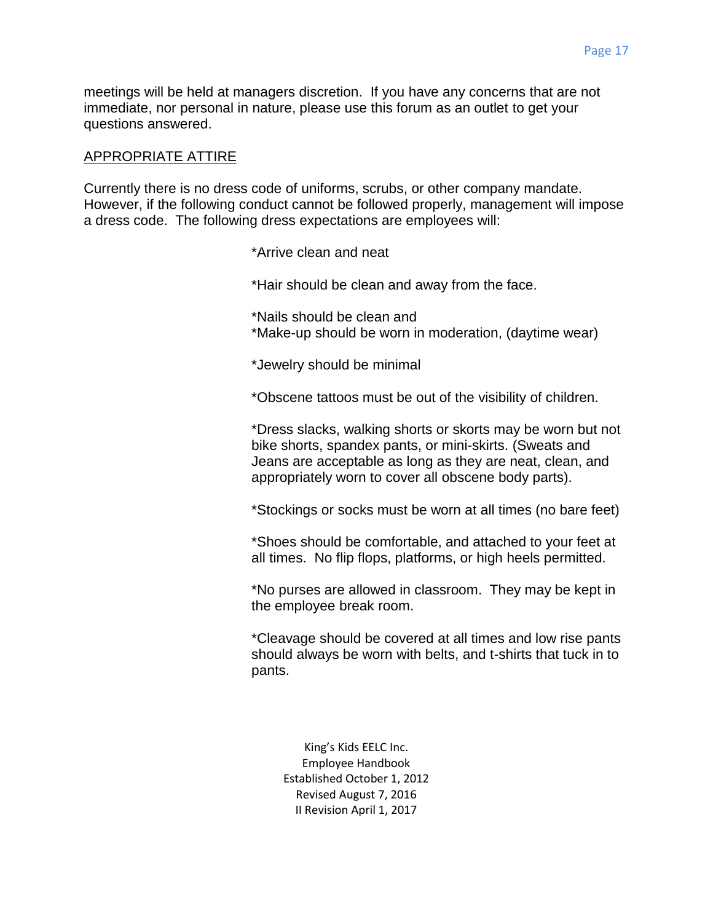meetings will be held at managers discretion. If you have any concerns that are not immediate, nor personal in nature, please use this forum as an outlet to get your questions answered.

## APPROPRIATE ATTIRE

Currently there is no dress code of uniforms, scrubs, or other company mandate. However, if the following conduct cannot be followed properly, management will impose a dress code. The following dress expectations are employees will:

*Arrive clean and neat

*Hair should be clean and away from the face.

*Nails should be clean and
*Make-up should be worn in moderation, (daytime wear)

*Jewelry should be minimal

*Obscene tattoos must be out of the visibility of children.

*Dress slacks, walking shorts or skorts may be worn but not bike shorts, spandex pants, or mini-skirts. (Sweats and Jeans are acceptable as long as they are neat, clean, and appropriately worn to cover all obscene body parts).

*Stockings or socks must be worn at all times (no bare feet)

*Shoes should be comfortable, and attached to your feet at all times. No flip flops, platforms, or high heels permitted.

*No purses are allowed in classroom. They may be kept in the employee break room.

*Cleavage should be covered at all times and low rise pants should always be worn with belts, and t-shirts that tuck in to pants.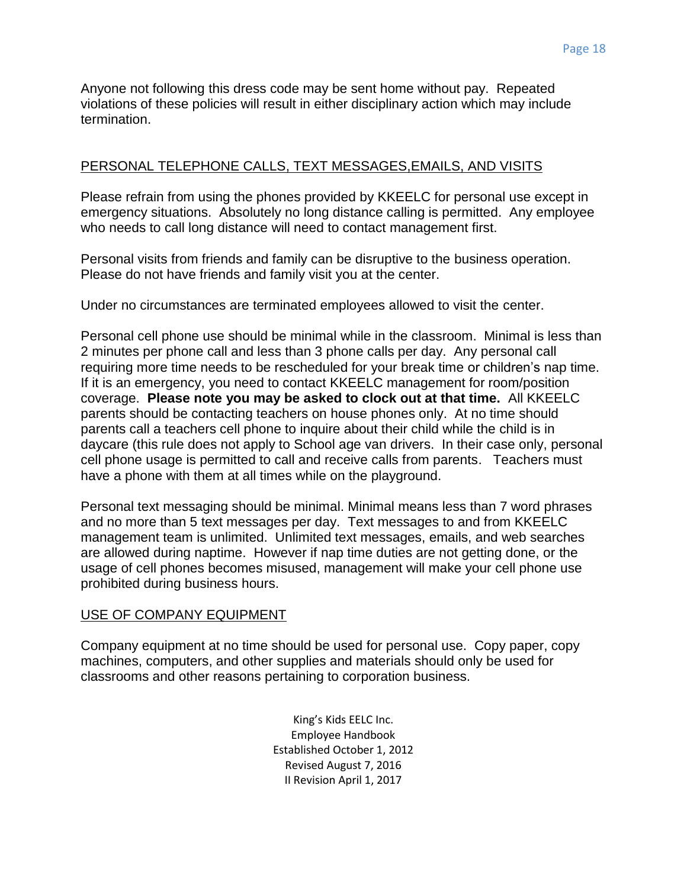Anyone not following this dress code may be sent home without pay. Repeated violations of these policies will result in either disciplinary action which may include termination.

## PERSONAL TELEPHONE CALLS, TEXT MESSAGES,EMAILS, AND VISITS

Please refrain from using the phones provided by KKEELC for personal use except in emergency situations. Absolutely no long distance calling is permitted. Any employee who needs to call long distance will need to contact management first.

Personal visits from friends and family can be disruptive to the business operation. Please do not have friends and family visit you at the center.

Under no circumstances are terminated employees allowed to visit the center.

Personal cell phone use should be minimal while in the classroom. Minimal is less than 2 minutes per phone call and less than 3 phone calls per day. Any personal call requiring more time needs to be rescheduled for your break time or children's nap time. If it is an emergency, you need to contact KKEELC management for room/position coverage. **Please note you may be asked to clock out at that time.** All KKEELC parents should be contacting teachers on house phones only. At no time should parents call a teachers cell phone to inquire about their child while the child is in daycare (this rule does not apply to School age van drivers. In their case only, personal cell phone usage is permitted to call and receive calls from parents. Teachers must have a phone with them at all times while on the playground.

Personal text messaging should be minimal. Minimal means less than 7 word phrases and no more than 5 text messages per day. Text messages to and from KKEELC management team is unlimited. Unlimited text messages, emails, and web searches are allowed during naptime. However if nap time duties are not getting done, or the usage of cell phones becomes misused, management will make your cell phone use prohibited during business hours.

## USE OF COMPANY EQUIPMENT

Company equipment at no time should be used for personal use. Copy paper, copy machines, computers, and other supplies and materials should only be used for classrooms and other reasons pertaining to corporation business.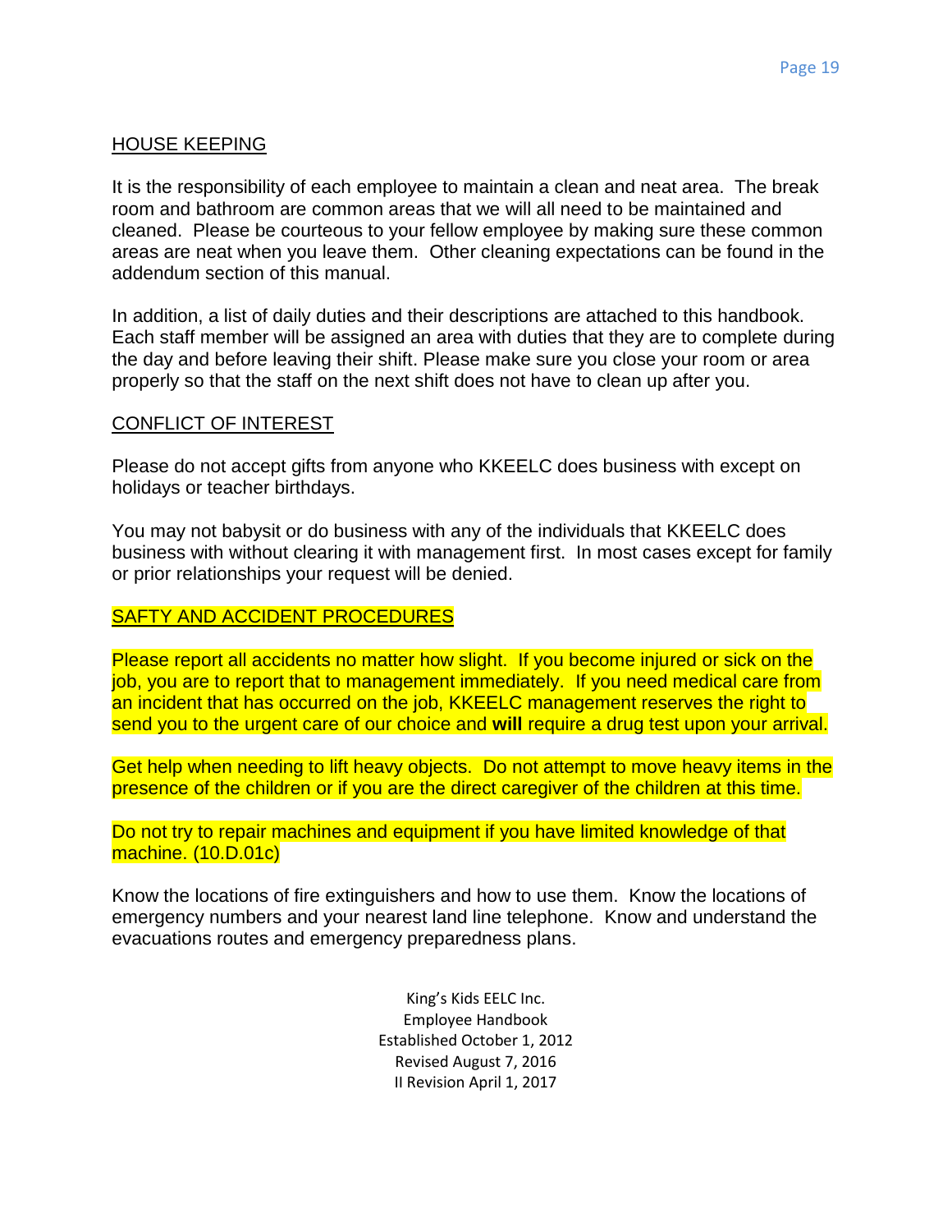## HOUSE KEEPING

It is the responsibility of each employee to maintain a clean and neat area. The break room and bathroom are common areas that we will all need to be maintained and cleaned. Please be courteous to your fellow employee by making sure these common areas are neat when you leave them. Other cleaning expectations can be found in the addendum section of this manual.

In addition, a list of daily duties and their descriptions are attached to this handbook. Each staff member will be assigned an area with duties that they are to complete during the day and before leaving their shift. Please make sure you close your room or area properly so that the staff on the next shift does not have to clean up after you.

## CONFLICT OF INTEREST

Please do not accept gifts from anyone who KKEELC does business with except on holidays or teacher birthdays.

You may not babysit or do business with any of the individuals that KKEELC does business with without clearing it with management first. In most cases except for family or prior relationships your request will be denied.

## SAFTY AND ACCIDENT PROCEDURES

Please report all accidents no matter how slight. If you become injured or sick on the job, you are to report that to management immediately. If you need medical care from an incident that has occurred on the job, KKEELC management reserves the right to send you to the urgent care of our choice and **will** require a drug test upon your arrival.

Get help when needing to lift heavy objects. Do not attempt to move heavy items in the presence of the children or if you are the direct caregiver of the children at this time.

Do not try to repair machines and equipment if you have limited knowledge of that machine. (10.D.01c)

Know the locations of fire extinguishers and how to use them. Know the locations of emergency numbers and your nearest land line telephone. Know and understand the evacuations routes and emergency preparedness plans.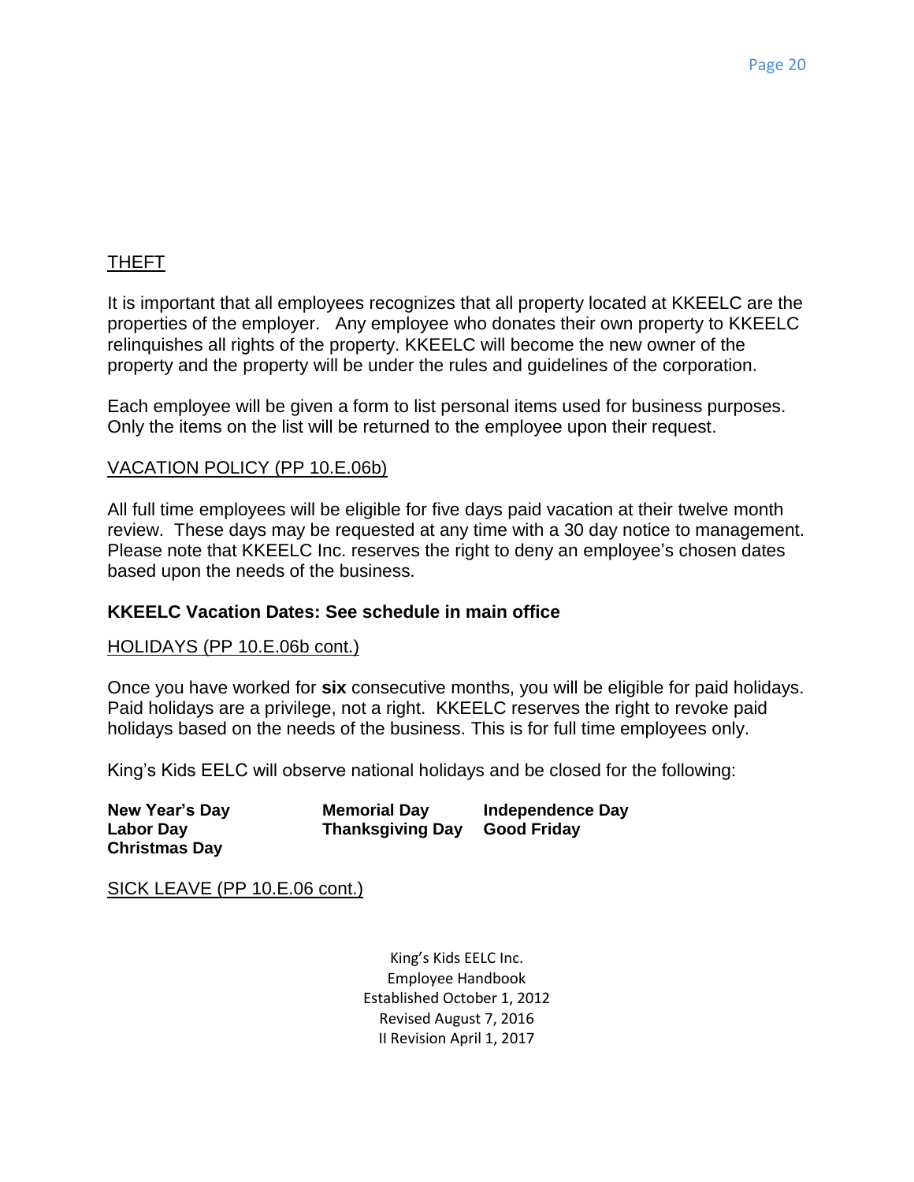## THEFT

It is important that all employees recognizes that all property located at KKEELC are the properties of the employer. Any employee who donates their own property to KKEELC relinquishes all rights of the property. KKEELC will become the new owner of the property and the property will be under the rules and guidelines of the corporation.

Each employee will be given a form to list personal items used for business purposes. Only the items on the list will be returned to the employee upon their request.

## VACATION POLICY (PP 10.E.06b)

All full time employees will be eligible for five days paid vacation at their twelve month review. These days may be requested at any time with a 30 day notice to management. Please note that KKEELC Inc. reserves the right to deny an employee's chosen dates based upon the needs of the business.

**KKEELC Vacation Dates: See schedule in main office**

## HOLIDAYS (PP 10.E.06b cont.)

Once you have worked for **six** consecutive months, you will be eligible for paid holidays. Paid holidays are a privilege, not a right. KKEELC reserves the right to revoke paid holidays based on the needs of the business. This is for full time employees only.

King's Kids EELC will observe national holidays and be closed for the following:

**New Year's Day** **Memorial Day** **Independence Day**
**Labor Day** **Thanksgiving Day** **Good Friday**
**Christmas Day**

## SICK LEAVE (PP 10.E.06 cont.)

King's Kids EELC Inc.
Employee Handbook
Established October 1, 2012
Revised August 7, 2016
II Revision April 1, 2017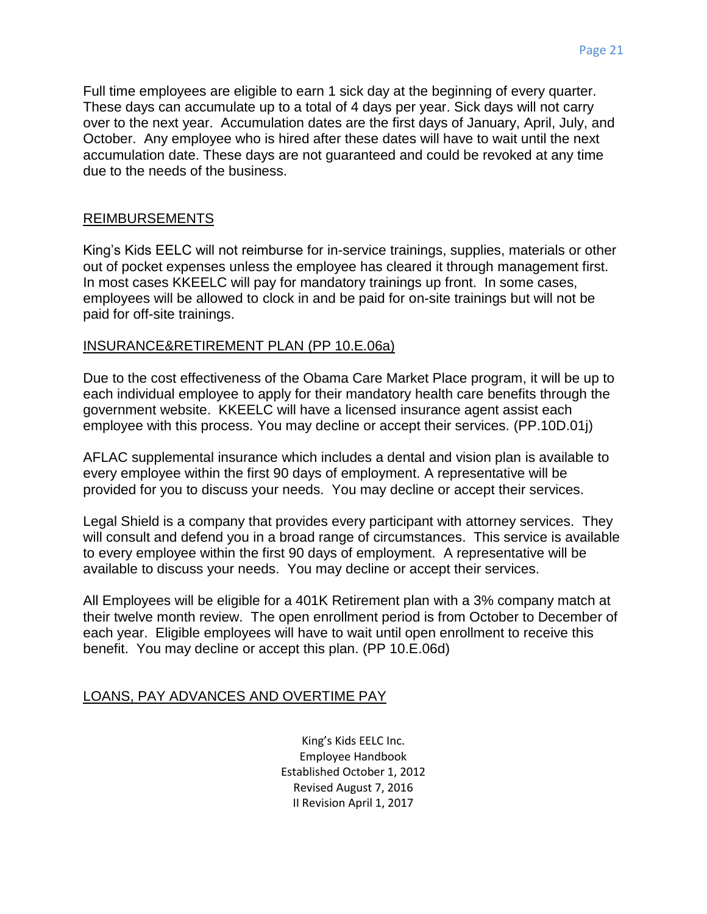Full time employees are eligible to earn 1 sick day at the beginning of every quarter. These days can accumulate up to a total of 4 days per year. Sick days will not carry over to the next year. Accumulation dates are the first days of January, April, July, and October. Any employee who is hired after these dates will have to wait until the next accumulation date. These days are not guaranteed and could be revoked at any time due to the needs of the business.

## REIMBURSEMENTS

King's Kids EELC will not reimburse for in-service trainings, supplies, materials or other out of pocket expenses unless the employee has cleared it through management first. In most cases KKEELC will pay for mandatory trainings up front. In some cases, employees will be allowed to clock in and be paid for on-site trainings but will not be paid for off-site trainings.

## INSURANCE&RETIREMENT PLAN (PP 10.E.06a)

Due to the cost effectiveness of the Obama Care Market Place program, it will be up to each individual employee to apply for their mandatory health care benefits through the government website. KKEELC will have a licensed insurance agent assist each employee with this process. You may decline or accept their services. (PP.10D.01j)

AFLAC supplemental insurance which includes a dental and vision plan is available to every employee within the first 90 days of employment. A representative will be provided for you to discuss your needs. You may decline or accept their services.

Legal Shield is a company that provides every participant with attorney services. They will consult and defend you in a broad range of circumstances. This service is available to every employee within the first 90 days of employment. A representative will be available to discuss your needs. You may decline or accept their services.

All Employees will be eligible for a 401K Retirement plan with a 3% company match at their twelve month review. The open enrollment period is from October to December of each year. Eligible employees will have to wait until open enrollment to receive this benefit. You may decline or accept this plan. (PP 10.E.06d)

## LOANS, PAY ADVANCES AND OVERTIME PAY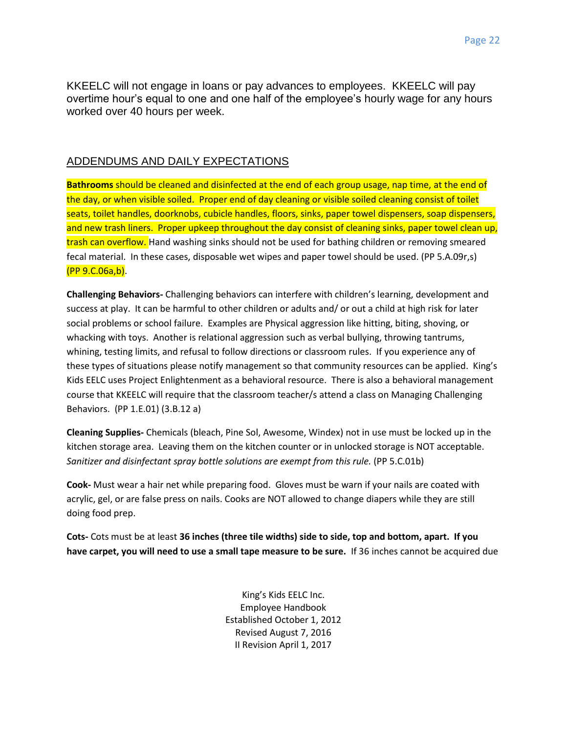KKEELC will not engage in loans or pay advances to employees. KKEELC will pay overtime hour's equal to one and one half of the employee's hourly wage for any hours worked over 40 hours per week.

## ADDENDUMS AND DAILY EXPECTATIONS

**Bathrooms** should be cleaned and disinfected at the end of each group usage, nap time, at the end of the day, or when visible soiled. Proper end of day cleaning or visible soiled cleaning consist of toilet seats, toilet handles, doorknobs, cubicle handles, floors, sinks, paper towel dispensers, soap dispensers, and new trash liners. Proper upkeep throughout the day consist of cleaning sinks, paper towel clean up, trash can overflow. Hand washing sinks should not be used for bathing children or removing smeared fecal material. In these cases, disposable wet wipes and paper towel should be used. (PP 5.A.09r,s) (PP 9.C.06a,b).

**Challenging Behaviors-** Challenging behaviors can interfere with children's learning, development and success at play. It can be harmful to other children or adults and/ or out a child at high risk for later social problems or school failure. Examples are Physical aggression like hitting, biting, shoving, or whacking with toys. Another is relational aggression such as verbal bullying, throwing tantrums, whining, testing limits, and refusal to follow directions or classroom rules. If you experience any of these types of situations please notify management so that community resources can be applied. King's Kids EELC uses Project Enlightenment as a behavioral resource. There is also a behavioral management course that KKEELC will require that the classroom teacher/s attend a class on Managing Challenging Behaviors. (PP 1.E.01) (3.B.12 a)

**Cleaning Supplies-** Chemicals (bleach, Pine Sol, Awesome, Windex) not in use must be locked up in the kitchen storage area. Leaving them on the kitchen counter or in unlocked storage is NOT acceptable. *Sanitizer and disinfectant spray bottle solutions are exempt from this rule.* (PP 5.C.01b)

**Cook-** Must wear a hair net while preparing food. Gloves must be warn if your nails are coated with acrylic, gel, or are false press on nails. Cooks are NOT allowed to change diapers while they are still doing food prep.

**Cots-** Cots must be at least **36 inches (three tile widths) side to side, top and bottom, apart. If you have carpet, you will need to use a small tape measure to be sure.** If 36 inches cannot be acquired due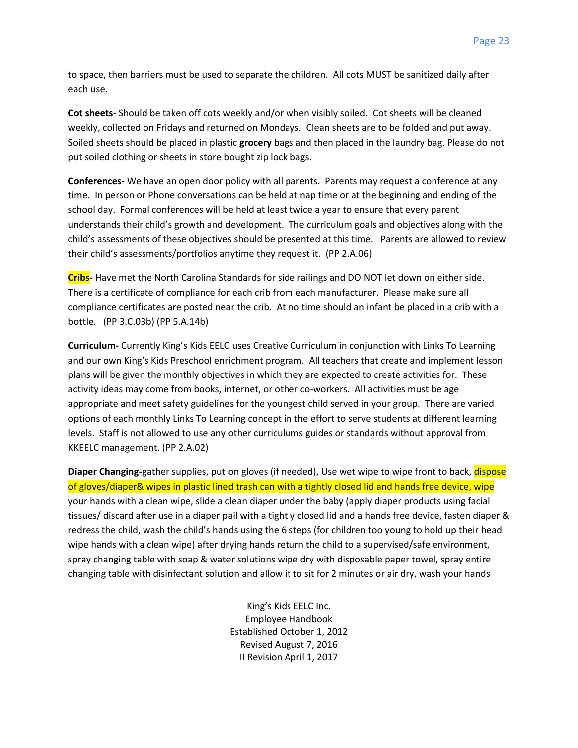to space, then barriers must be used to separate the children. All cots MUST be sanitized daily after each use.

**Cot sheets**- Should be taken off cots weekly and/or when visibly soiled. Cot sheets will be cleaned weekly, collected on Fridays and returned on Mondays. Clean sheets are to be folded and put away. Soiled sheets should be placed in plastic **grocery** bags and then placed in the laundry bag. Please do not put soiled clothing or sheets in store bought zip lock bags.

**Conferences-** We have an open door policy with all parents. Parents may request a conference at any time. In person or Phone conversations can be held at nap time or at the beginning and ending of the school day. Formal conferences will be held at least twice a year to ensure that every parent understands their child's growth and development. The curriculum goals and objectives along with the child's assessments of these objectives should be presented at this time. Parents are allowed to review their child's assessments/portfolios anytime they request it. (PP 2.A.06)

**Cribs-** Have met the North Carolina Standards for side railings and DO NOT let down on either side. There is a certificate of compliance for each crib from each manufacturer. Please make sure all compliance certificates are posted near the crib. At no time should an infant be placed in a crib with a bottle. (PP 3.C.03b) (PP 5.A.14b)

**Curriculum-** Currently King's Kids EELC uses Creative Curriculum in conjunction with Links To Learning and our own King's Kids Preschool enrichment program. All teachers that create and implement lesson plans will be given the monthly objectives in which they are expected to create activities for. These activity ideas may come from books, internet, or other co-workers. All activities must be age appropriate and meet safety guidelines for the youngest child served in your group. There are varied options of each monthly Links To Learning concept in the effort to serve students at different learning levels. Staff is not allowed to use any other curriculums guides or standards without approval from KKEELC management. (PP 2.A.02)

**Diaper Changing-**gather supplies, put on gloves (if needed), Use wet wipe to wipe front to back, dispose of gloves/diaper& wipes in plastic lined trash can with a tightly closed lid and hands free device, wipe your hands with a clean wipe, slide a clean diaper under the baby (apply diaper products using facial tissues/ discard after use in a diaper pail with a tightly closed lid and a hands free device, fasten diaper & redress the child, wash the child's hands using the 6 steps (for children too young to hold up their head wipe hands with a clean wipe) after drying hands return the child to a supervised/safe environment, spray changing table with soap & water solutions wipe dry with disposable paper towel, spray entire changing table with disinfectant solution and allow it to sit for 2 minutes or air dry, wash your hands

King's Kids EELC Inc.
Employee Handbook
Established October 1, 2012
Revised August 7, 2016
II Revision April 1, 2017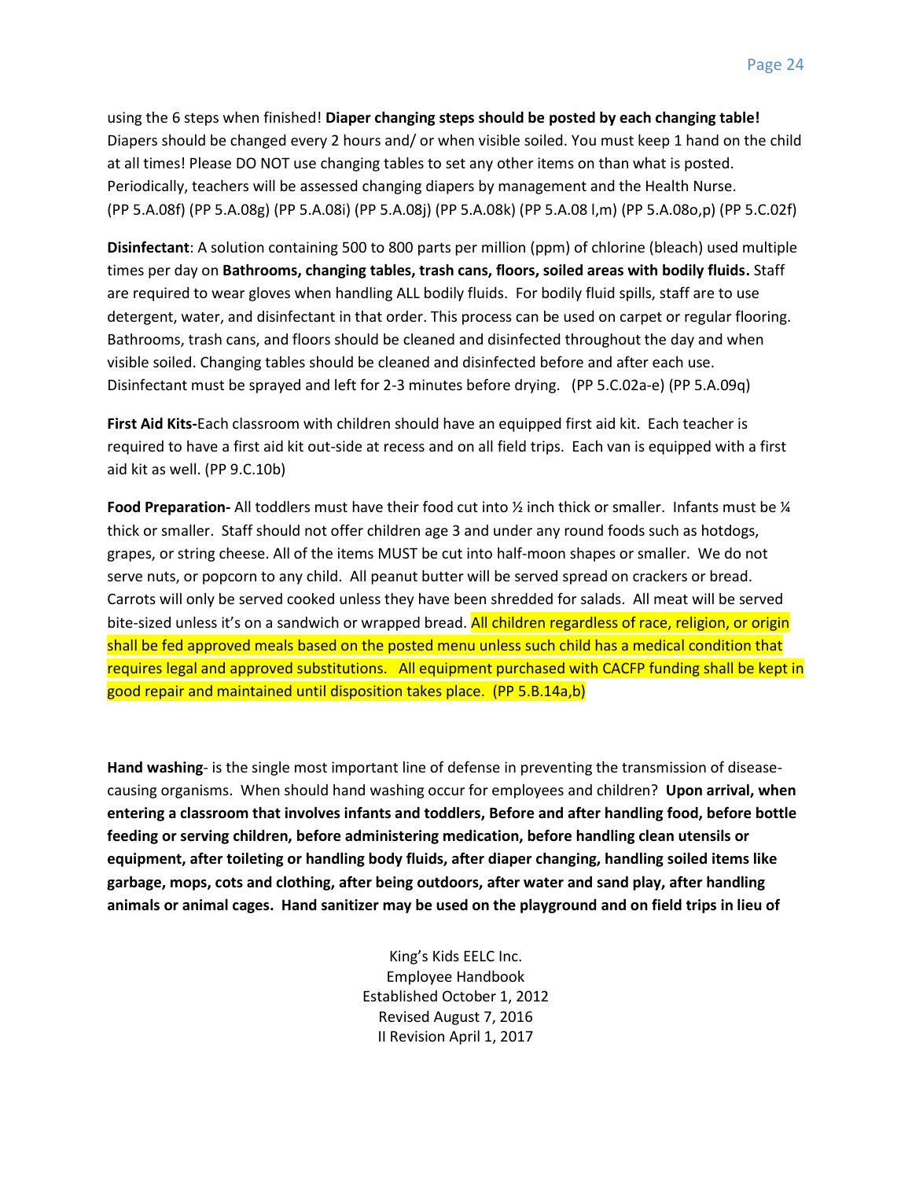using the 6 steps when finished! **Diaper changing steps should be posted by each changing table!** Diapers should be changed every 2 hours and/ or when visible soiled. You must keep 1 hand on the child at all times! Please DO NOT use changing tables to set any other items on than what is posted. Periodically, teachers will be assessed changing diapers by management and the Health Nurse. (PP 5.A.08f) (PP 5.A.08g) (PP 5.A.08i) (PP 5.A.08j) (PP 5.A.08k) (PP 5.A.08 l,m) (PP 5.A.08o,p) (PP 5.C.02f)

**Disinfectant**: A solution containing 500 to 800 parts per million (ppm) of chlorine (bleach) used multiple times per day on **Bathrooms, changing tables, trash cans, floors, soiled areas with bodily fluids.** Staff are required to wear gloves when handling ALL bodily fluids. For bodily fluid spills, staff are to use detergent, water, and disinfectant in that order. This process can be used on carpet or regular flooring. Bathrooms, trash cans, and floors should be cleaned and disinfected throughout the day and when visible soiled. Changing tables should be cleaned and disinfected before and after each use. Disinfectant must be sprayed and left for 2-3 minutes before drying. (PP 5.C.02a-e) (PP 5.A.09q)

**First Aid Kits-**Each classroom with children should have an equipped first aid kit. Each teacher is required to have a first aid kit out-side at recess and on all field trips. Each van is equipped with a first aid kit as well. (PP 9.C.10b)

**Food Preparation-** All toddlers must have their food cut into ½ inch thick or smaller. Infants must be ¼ thick or smaller. Staff should not offer children age 3 and under any round foods such as hotdogs, grapes, or string cheese. All of the items MUST be cut into half-moon shapes or smaller. We do not serve nuts, or popcorn to any child. All peanut butter will be served spread on crackers or bread. Carrots will only be served cooked unless they have been shredded for salads. All meat will be served bite-sized unless it's on a sandwich or wrapped bread. All children regardless of race, religion, or origin shall be fed approved meals based on the posted menu unless such child has a medical condition that requires legal and approved substitutions. All equipment purchased with CACFP funding shall be kept in good repair and maintained until disposition takes place. (PP 5.B.14a,b)

**Hand washing**- is the single most important line of defense in preventing the transmission of disease-causing organisms. When should hand washing occur for employees and children? **Upon arrival, when entering a classroom that involves infants and toddlers, Before and after handling food, before bottle feeding or serving children, before administering medication, before handling clean utensils or equipment, after toileting or handling body fluids, after diaper changing, handling soiled items like garbage, mops, cots and clothing, after being outdoors, after water and sand play, after handling animals or animal cages. Hand sanitizer may be used on the playground and on field trips in lieu of**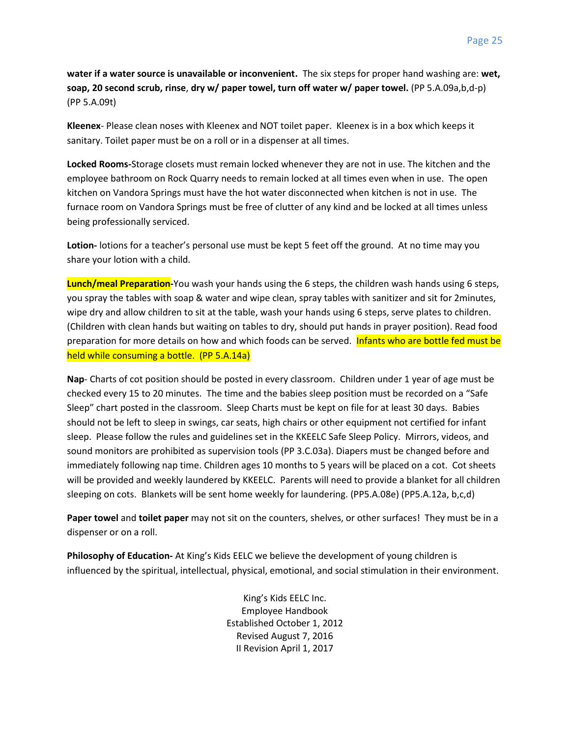**water if a water source is unavailable or inconvenient.** The six steps for proper hand washing are: **wet, soap, 20 second scrub, rinse**, **dry w/ paper towel, turn off water w/ paper towel.** (PP 5.A.09a,b,d-p) (PP 5.A.09t)

**Kleenex**- Please clean noses with Kleenex and NOT toilet paper. Kleenex is in a box which keeps it sanitary. Toilet paper must be on a roll or in a dispenser at all times.

**Locked Rooms-**Storage closets must remain locked whenever they are not in use. The kitchen and the employee bathroom on Rock Quarry needs to remain locked at all times even when in use. The open kitchen on Vandora Springs must have the hot water disconnected when kitchen is not in use. The furnace room on Vandora Springs must be free of clutter of any kind and be locked at all times unless being professionally serviced.

**Lotion-** lotions for a teacher's personal use must be kept 5 feet off the ground. At no time may you share your lotion with a child.

**Lunch/meal Preparation-**You wash your hands using the 6 steps, the children wash hands using 6 steps, you spray the tables with soap & water and wipe clean, spray tables with sanitizer and sit for 2minutes, wipe dry and allow children to sit at the table, wash your hands using 6 steps, serve plates to children. (Children with clean hands but waiting on tables to dry, should put hands in prayer position). Read food preparation for more details on how and which foods can be served. Infants who are bottle fed must be held while consuming a bottle. (PP 5.A.14a)

**Nap**- Charts of cot position should be posted in every classroom. Children under 1 year of age must be checked every 15 to 20 minutes. The time and the babies sleep position must be recorded on a "Safe Sleep" chart posted in the classroom. Sleep Charts must be kept on file for at least 30 days. Babies should not be left to sleep in swings, car seats, high chairs or other equipment not certified for infant sleep. Please follow the rules and guidelines set in the KKEELC Safe Sleep Policy. Mirrors, videos, and sound monitors are prohibited as supervision tools (PP 3.C.03a). Diapers must be changed before and immediately following nap time. Children ages 10 months to 5 years will be placed on a cot. Cot sheets will be provided and weekly laundered by KKEELC. Parents will need to provide a blanket for all children sleeping on cots. Blankets will be sent home weekly for laundering. (PP5.A.08e) (PP5.A.12a, b,c,d)

**Paper towel** and **toilet paper** may not sit on the counters, shelves, or other surfaces! They must be in a dispenser or on a roll.

**Philosophy of Education-** At King's Kids EELC we believe the development of young children is influenced by the spiritual, intellectual, physical, emotional, and social stimulation in their environment.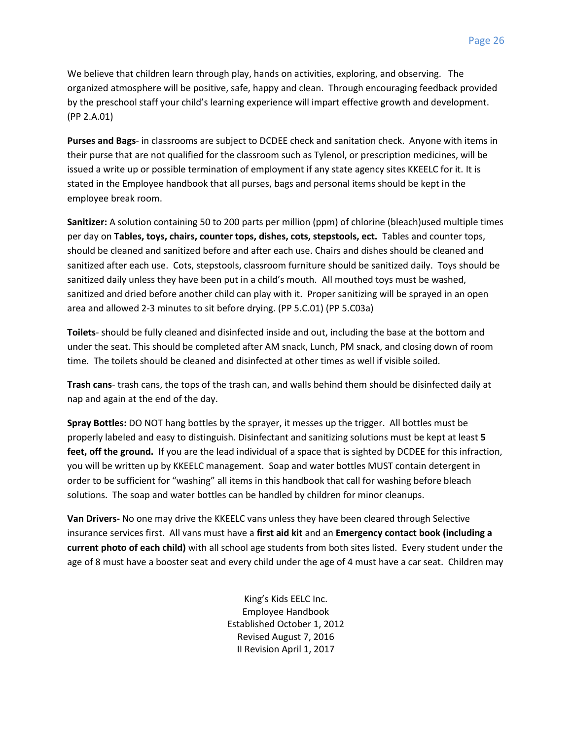We believe that children learn through play, hands on activities, exploring, and observing. The organized atmosphere will be positive, safe, happy and clean. Through encouraging feedback provided by the preschool staff your child's learning experience will impart effective growth and development. (PP 2.A.01)

**Purses and Bags**- in classrooms are subject to DCDEE check and sanitation check. Anyone with items in their purse that are not qualified for the classroom such as Tylenol, or prescription medicines, will be issued a write up or possible termination of employment if any state agency sites KKEELC for it. It is stated in the Employee handbook that all purses, bags and personal items should be kept in the employee break room.

**Sanitizer:** A solution containing 50 to 200 parts per million (ppm) of chlorine (bleach)used multiple times per day on **Tables, toys, chairs, counter tops, dishes, cots, stepstools, ect.** Tables and counter tops, should be cleaned and sanitized before and after each use. Chairs and dishes should be cleaned and sanitized after each use. Cots, stepstools, classroom furniture should be sanitized daily. Toys should be sanitized daily unless they have been put in a child's mouth. All mouthed toys must be washed, sanitized and dried before another child can play with it. Proper sanitizing will be sprayed in an open area and allowed 2-3 minutes to sit before drying. (PP 5.C.01) (PP 5.C03a)

**Toilets**- should be fully cleaned and disinfected inside and out, including the base at the bottom and under the seat. This should be completed after AM snack, Lunch, PM snack, and closing down of room time. The toilets should be cleaned and disinfected at other times as well if visible soiled.

**Trash cans**- trash cans, the tops of the trash can, and walls behind them should be disinfected daily at nap and again at the end of the day.

**Spray Bottles:** DO NOT hang bottles by the sprayer, it messes up the trigger. All bottles must be properly labeled and easy to distinguish. Disinfectant and sanitizing solutions must be kept at least **5 feet, off the ground.** If you are the lead individual of a space that is sighted by DCDEE for this infraction, you will be written up by KKEELC management. Soap and water bottles MUST contain detergent in order to be sufficient for "washing" all items in this handbook that call for washing before bleach solutions. The soap and water bottles can be handled by children for minor cleanups.

**Van Drivers-** No one may drive the KKEELC vans unless they have been cleared through Selective insurance services first. All vans must have a **first aid kit** and an **Emergency contact book (including a current photo of each child)** with all school age students from both sites listed. Every student under the age of 8 must have a booster seat and every child under the age of 4 must have a car seat. Children may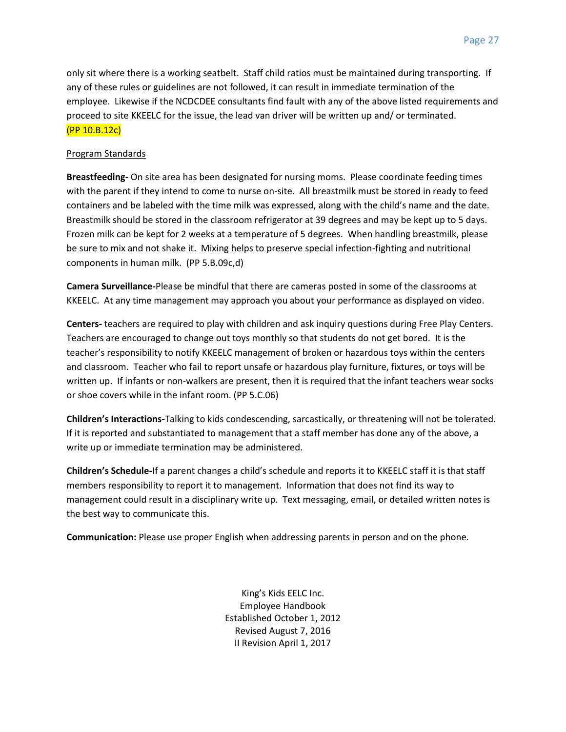only sit where there is a working seatbelt. Staff child ratios must be maintained during transporting. If any of these rules or guidelines are not followed, it can result in immediate termination of the employee. Likewise if the NCDCDEE consultants find fault with any of the above listed requirements and proceed to site KKEELC for the issue, the lead van driver will be written up and/ or terminated. (PP 10.B.12c)

Program Standards

**Breastfeeding-** On site area has been designated for nursing moms. Please coordinate feeding times with the parent if they intend to come to nurse on-site. All breastmilk must be stored in ready to feed containers and be labeled with the time milk was expressed, along with the child's name and the date. Breastmilk should be stored in the classroom refrigerator at 39 degrees and may be kept up to 5 days. Frozen milk can be kept for 2 weeks at a temperature of 5 degrees. When handling breastmilk, please be sure to mix and not shake it. Mixing helps to preserve special infection-fighting and nutritional components in human milk. (PP 5.B.09c,d)

**Camera Surveillance-**Please be mindful that there are cameras posted in some of the classrooms at KKEELC. At any time management may approach you about your performance as displayed on video.

**Centers-** teachers are required to play with children and ask inquiry questions during Free Play Centers. Teachers are encouraged to change out toys monthly so that students do not get bored. It is the teacher's responsibility to notify KKEELC management of broken or hazardous toys within the centers and classroom. Teacher who fail to report unsafe or hazardous play furniture, fixtures, or toys will be written up. If infants or non-walkers are present, then it is required that the infant teachers wear socks or shoe covers while in the infant room. (PP 5.C.06)

**Children's Interactions-**Talking to kids condescending, sarcastically, or threatening will not be tolerated. If it is reported and substantiated to management that a staff member has done any of the above, a write up or immediate termination may be administered.

**Children's Schedule-**If a parent changes a child's schedule and reports it to KKEELC staff it is that staff members responsibility to report it to management. Information that does not find its way to management could result in a disciplinary write up. Text messaging, email, or detailed written notes is the best way to communicate this.

**Communication:** Please use proper English when addressing parents in person and on the phone.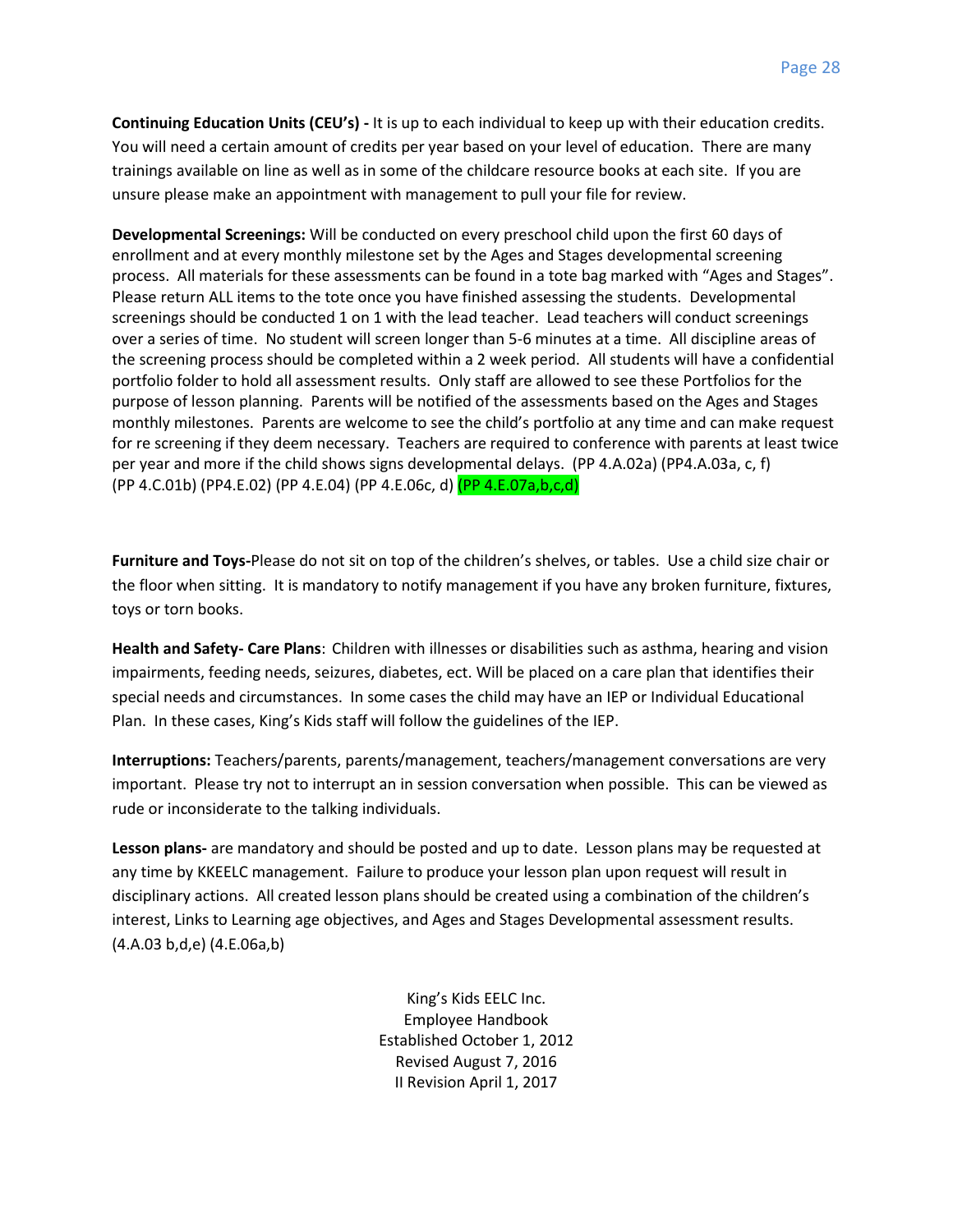**Continuing Education Units (CEU's) -** It is up to each individual to keep up with their education credits. You will need a certain amount of credits per year based on your level of education. There are many trainings available on line as well as in some of the childcare resource books at each site. If you are unsure please make an appointment with management to pull your file for review.

**Developmental Screenings:** Will be conducted on every preschool child upon the first 60 days of enrollment and at every monthly milestone set by the Ages and Stages developmental screening process. All materials for these assessments can be found in a tote bag marked with "Ages and Stages". Please return ALL items to the tote once you have finished assessing the students. Developmental screenings should be conducted 1 on 1 with the lead teacher. Lead teachers will conduct screenings over a series of time. No student will screen longer than 5-6 minutes at a time. All discipline areas of the screening process should be completed within a 2 week period. All students will have a confidential portfolio folder to hold all assessment results. Only staff are allowed to see these Portfolios for the purpose of lesson planning. Parents will be notified of the assessments based on the Ages and Stages monthly milestones. Parents are welcome to see the child's portfolio at any time and can make request for re screening if they deem necessary. Teachers are required to conference with parents at least twice per year and more if the child shows signs developmental delays. (PP 4.A.02a) (PP4.A.03a, c, f) (PP 4.C.01b) (PP4.E.02) (PP 4.E.04) (PP 4.E.06c, d) (PP 4.E.07a,b,c,d)

**Furniture and Toys-**Please do not sit on top of the children's shelves, or tables. Use a child size chair or the floor when sitting. It is mandatory to notify management if you have any broken furniture, fixtures, toys or torn books.

**Health and Safety- Care Plans**: Children with illnesses or disabilities such as asthma, hearing and vision impairments, feeding needs, seizures, diabetes, ect. Will be placed on a care plan that identifies their special needs and circumstances. In some cases the child may have an IEP or Individual Educational Plan. In these cases, King's Kids staff will follow the guidelines of the IEP.

**Interruptions:** Teachers/parents, parents/management, teachers/management conversations are very important. Please try not to interrupt an in session conversation when possible. This can be viewed as rude or inconsiderate to the talking individuals.

**Lesson plans-** are mandatory and should be posted and up to date. Lesson plans may be requested at any time by KKEELC management. Failure to produce your lesson plan upon request will result in disciplinary actions. All created lesson plans should be created using a combination of the children's interest, Links to Learning age objectives, and Ages and Stages Developmental assessment results. (4.A.03 b,d,e) (4.E.06a,b)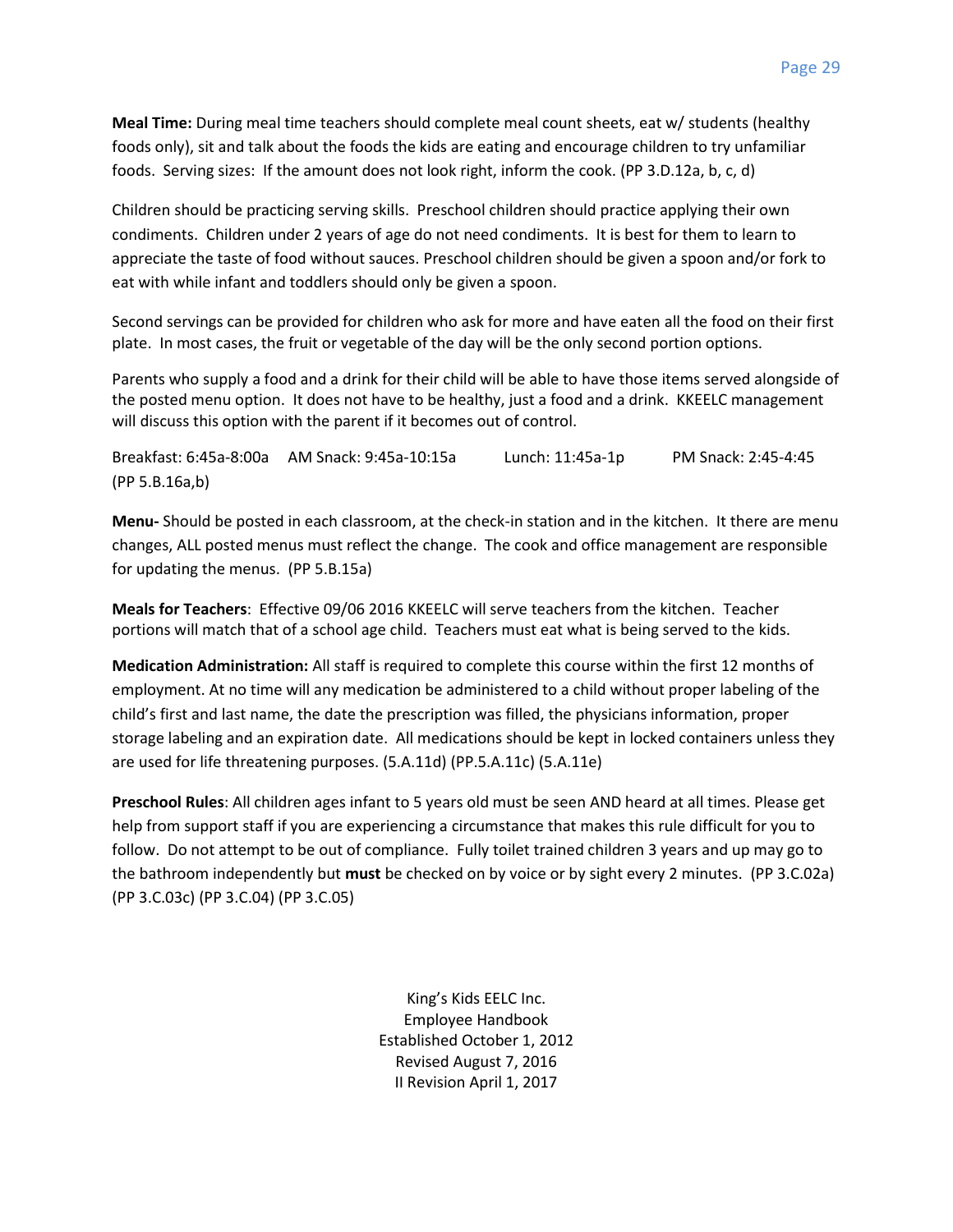**Meal Time:** During meal time teachers should complete meal count sheets, eat w/ students (healthy foods only), sit and talk about the foods the kids are eating and encourage children to try unfamiliar foods. Serving sizes: If the amount does not look right, inform the cook. (PP 3.D.12a, b, c, d)

Children should be practicing serving skills. Preschool children should practice applying their own condiments. Children under 2 years of age do not need condiments. It is best for them to learn to appreciate the taste of food without sauces. Preschool children should be given a spoon and/or fork to eat with while infant and toddlers should only be given a spoon.

Second servings can be provided for children who ask for more and have eaten all the food on their first plate. In most cases, the fruit or vegetable of the day will be the only second portion options.

Parents who supply a food and a drink for their child will be able to have those items served alongside of the posted menu option. It does not have to be healthy, just a food and a drink. KKEELC management will discuss this option with the parent if it becomes out of control.

Breakfast: 6:45a-8:00a AM Snack: 9:45a-10:15a Lunch: 11:45a-1p PM Snack: 2:45-4:45 (PP 5.B.16a,b)

**Menu-** Should be posted in each classroom, at the check-in station and in the kitchen. It there are menu changes, ALL posted menus must reflect the change. The cook and office management are responsible for updating the menus. (PP 5.B.15a)

**Meals for Teachers**: Effective 09/06 2016 KKEELC will serve teachers from the kitchen. Teacher portions will match that of a school age child. Teachers must eat what is being served to the kids.

**Medication Administration:** All staff is required to complete this course within the first 12 months of employment. At no time will any medication be administered to a child without proper labeling of the child's first and last name, the date the prescription was filled, the physicians information, proper storage labeling and an expiration date. All medications should be kept in locked containers unless they are used for life threatening purposes. (5.A.11d) (PP.5.A.11c) (5.A.11e)

**Preschool Rules**: All children ages infant to 5 years old must be seen AND heard at all times. Please get help from support staff if you are experiencing a circumstance that makes this rule difficult for you to follow. Do not attempt to be out of compliance. Fully toilet trained children 3 years and up may go to the bathroom independently but **must** be checked on by voice or by sight every 2 minutes. (PP 3.C.02a) (PP 3.C.03c) (PP 3.C.04) (PP 3.C.05)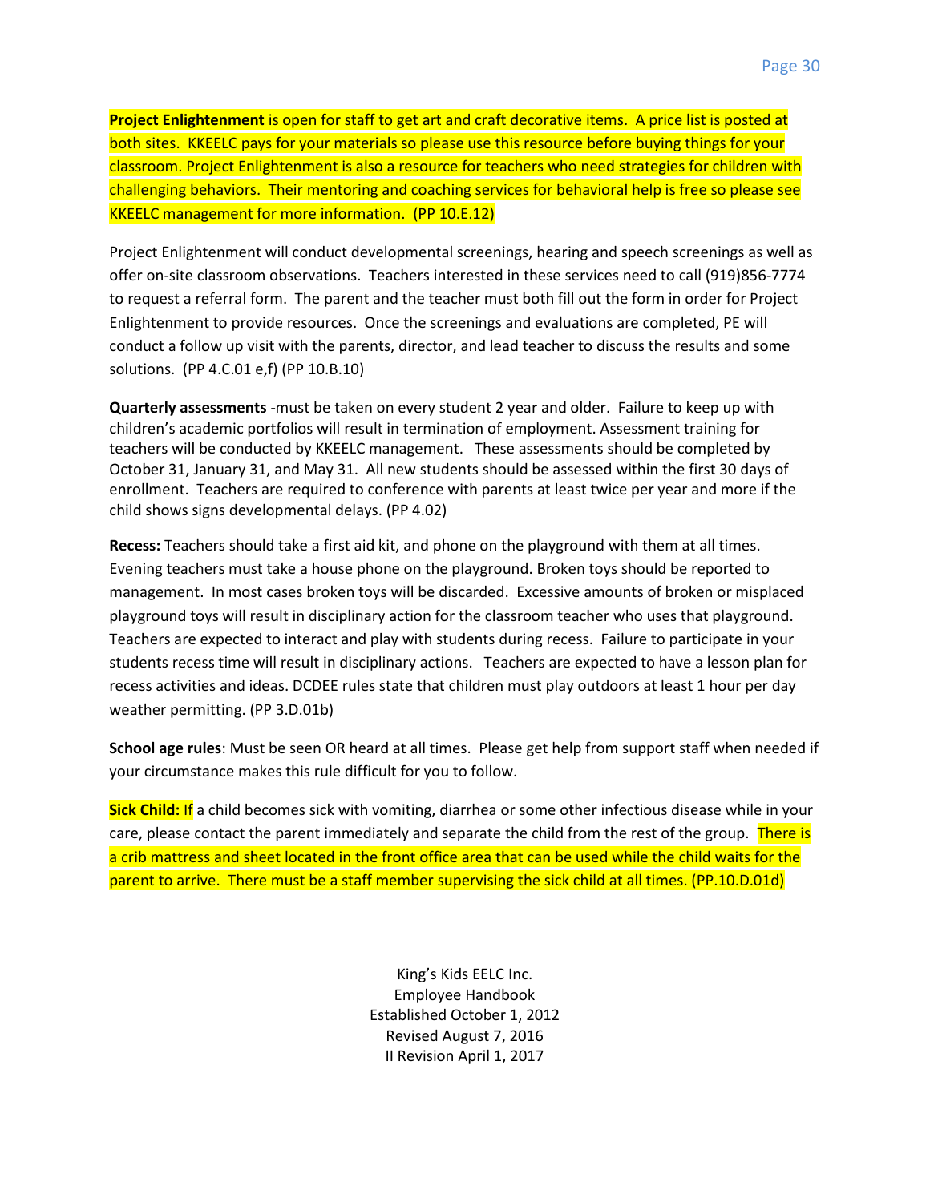**Project Enlightenment** is open for staff to get art and craft decorative items. A price list is posted at both sites. KKEELC pays for your materials so please use this resource before buying things for your classroom. Project Enlightenment is also a resource for teachers who need strategies for children with challenging behaviors. Their mentoring and coaching services for behavioral help is free so please see KKEELC management for more information. (PP 10.E.12)

Project Enlightenment will conduct developmental screenings, hearing and speech screenings as well as offer on-site classroom observations. Teachers interested in these services need to call (919)856-7774 to request a referral form. The parent and the teacher must both fill out the form in order for Project Enlightenment to provide resources. Once the screenings and evaluations are completed, PE will conduct a follow up visit with the parents, director, and lead teacher to discuss the results and some solutions. (PP 4.C.01 e,f) (PP 10.B.10)

**Quarterly assessments** -must be taken on every student 2 year and older. Failure to keep up with children's academic portfolios will result in termination of employment. Assessment training for teachers will be conducted by KKEELC management. These assessments should be completed by October 31, January 31, and May 31. All new students should be assessed within the first 30 days of enrollment. Teachers are required to conference with parents at least twice per year and more if the child shows signs developmental delays. (PP 4.02)

**Recess:** Teachers should take a first aid kit, and phone on the playground with them at all times. Evening teachers must take a house phone on the playground. Broken toys should be reported to management. In most cases broken toys will be discarded. Excessive amounts of broken or misplaced playground toys will result in disciplinary action for the classroom teacher who uses that playground. Teachers are expected to interact and play with students during recess. Failure to participate in your students recess time will result in disciplinary actions. Teachers are expected to have a lesson plan for recess activities and ideas. DCDEE rules state that children must play outdoors at least 1 hour per day weather permitting. (PP 3.D.01b)

**School age rules**: Must be seen OR heard at all times. Please get help from support staff when needed if your circumstance makes this rule difficult for you to follow.

**Sick Child:** If a child becomes sick with vomiting, diarrhea or some other infectious disease while in your care, please contact the parent immediately and separate the child from the rest of the group. There is a crib mattress and sheet located in the front office area that can be used while the child waits for the parent to arrive. There must be a staff member supervising the sick child at all times. (PP.10.D.01d)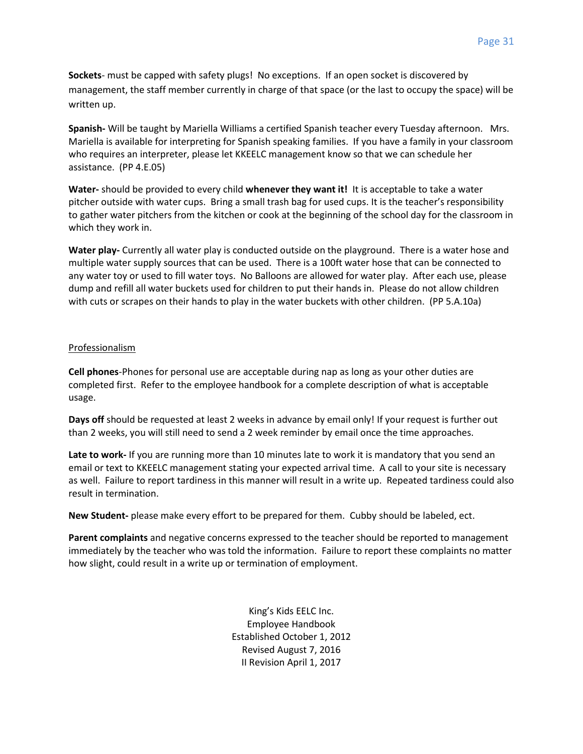**Sockets**- must be capped with safety plugs! No exceptions. If an open socket is discovered by management, the staff member currently in charge of that space (or the last to occupy the space) will be written up.

**Spanish-** Will be taught by Mariella Williams a certified Spanish teacher every Tuesday afternoon. Mrs. Mariella is available for interpreting for Spanish speaking families. If you have a family in your classroom who requires an interpreter, please let KKEELC management know so that we can schedule her assistance. (PP 4.E.05)

**Water-** should be provided to every child **whenever they want it!** It is acceptable to take a water pitcher outside with water cups. Bring a small trash bag for used cups. It is the teacher's responsibility to gather water pitchers from the kitchen or cook at the beginning of the school day for the classroom in which they work in.

**Water play-** Currently all water play is conducted outside on the playground. There is a water hose and multiple water supply sources that can be used. There is a 100ft water hose that can be connected to any water toy or used to fill water toys. No Balloons are allowed for water play. After each use, please dump and refill all water buckets used for children to put their hands in. Please do not allow children with cuts or scrapes on their hands to play in the water buckets with other children. (PP 5.A.10a)

<u>Professionalism</u>

**Cell phones**-Phones for personal use are acceptable during nap as long as your other duties are completed first. Refer to the employee handbook for a complete description of what is acceptable usage.

**Days off** should be requested at least 2 weeks in advance by email only! If your request is further out than 2 weeks, you will still need to send a 2 week reminder by email once the time approaches.

**Late to work-** If you are running more than 10 minutes late to work it is mandatory that you send an email or text to KKEELC management stating your expected arrival time. A call to your site is necessary as well. Failure to report tardiness in this manner will result in a write up. Repeated tardiness could also result in termination.

**New Student-** please make every effort to be prepared for them. Cubby should be labeled, ect.

**Parent complaints** and negative concerns expressed to the teacher should be reported to management immediately by the teacher who was told the information. Failure to report these complaints no matter how slight, could result in a write up or termination of employment.

King's Kids EELC Inc.
Employee Handbook
Established October 1, 2012
Revised August 7, 2016
II Revision April 1, 2017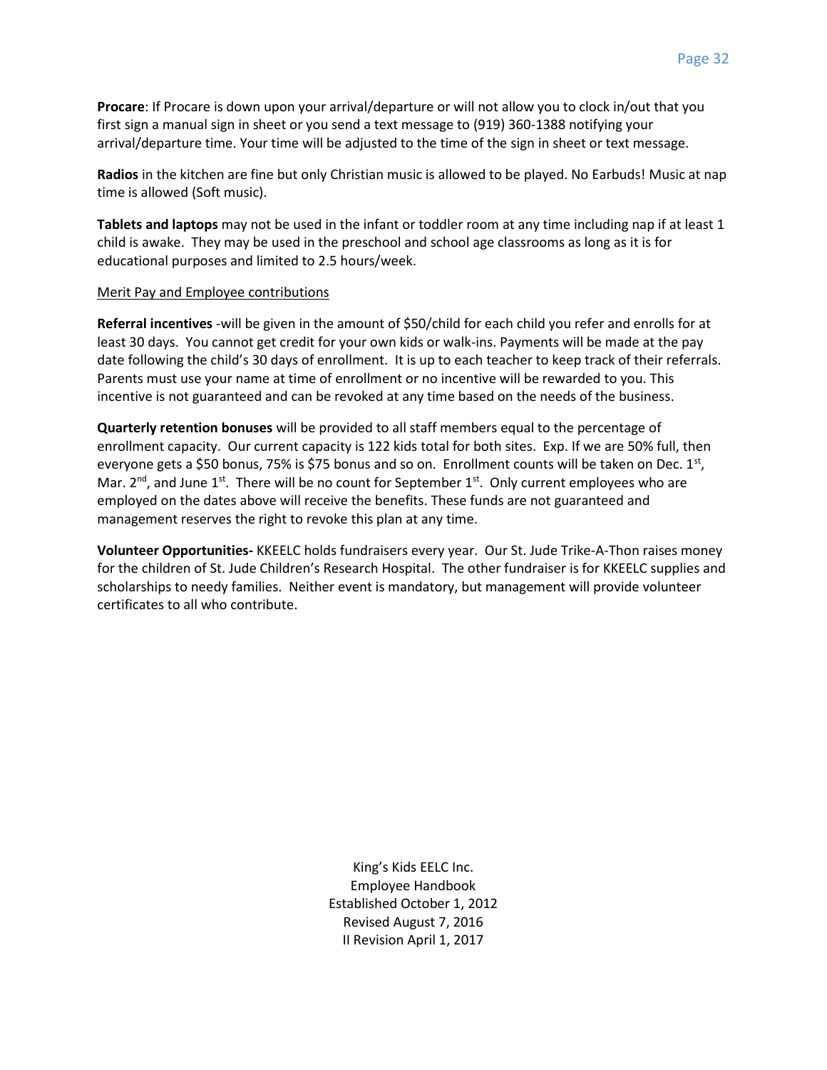**Procare**: If Procare is down upon your arrival/departure or will not allow you to clock in/out that you first sign a manual sign in sheet or you send a text message to (919) 360-1388 notifying your arrival/departure time. Your time will be adjusted to the time of the sign in sheet or text message.

**Radios** in the kitchen are fine but only Christian music is allowed to be played. No Earbuds! Music at nap time is allowed (Soft music).

**Tablets and laptops** may not be used in the infant or toddler room at any time including nap if at least 1 child is awake. They may be used in the preschool and school age classrooms as long as it is for educational purposes and limited to 2.5 hours/week.

<u>Merit Pay and Employee contributions</u>

**Referral incentives** -will be given in the amount of $50/child for each child you refer and enrolls for at least 30 days. You cannot get credit for your own kids or walk-ins. Payments will be made at the pay date following the child's 30 days of enrollment. It is up to each teacher to keep track of their referrals. Parents must use your name at time of enrollment or no incentive will be rewarded to you. This incentive is not guaranteed and can be revoked at any time based on the needs of the business.

**Quarterly retention bonuses** will be provided to all staff members equal to the percentage of enrollment capacity. Our current capacity is 122 kids total for both sites. Exp. If we are 50% full, then everyone gets a $50 bonus, 75% is $75 bonus and so on. Enrollment counts will be taken on Dec. 1st, Mar. 2nd, and June 1st. There will be no count for September 1st. Only current employees who are employed on the dates above will receive the benefits. These funds are not guaranteed and management reserves the right to revoke this plan at any time.

**Volunteer Opportunities-** KKEELC holds fundraisers every year. Our St. Jude Trike-A-Thon raises money for the children of St. Jude Children's Research Hospital. The other fundraiser is for KKEELC supplies and scholarships to needy families. Neither event is mandatory, but management will provide volunteer certificates to all who contribute.

King's Kids EELC Inc.
Employee Handbook
Established October 1, 2012
Revised August 7, 2016
II Revision April 1, 2017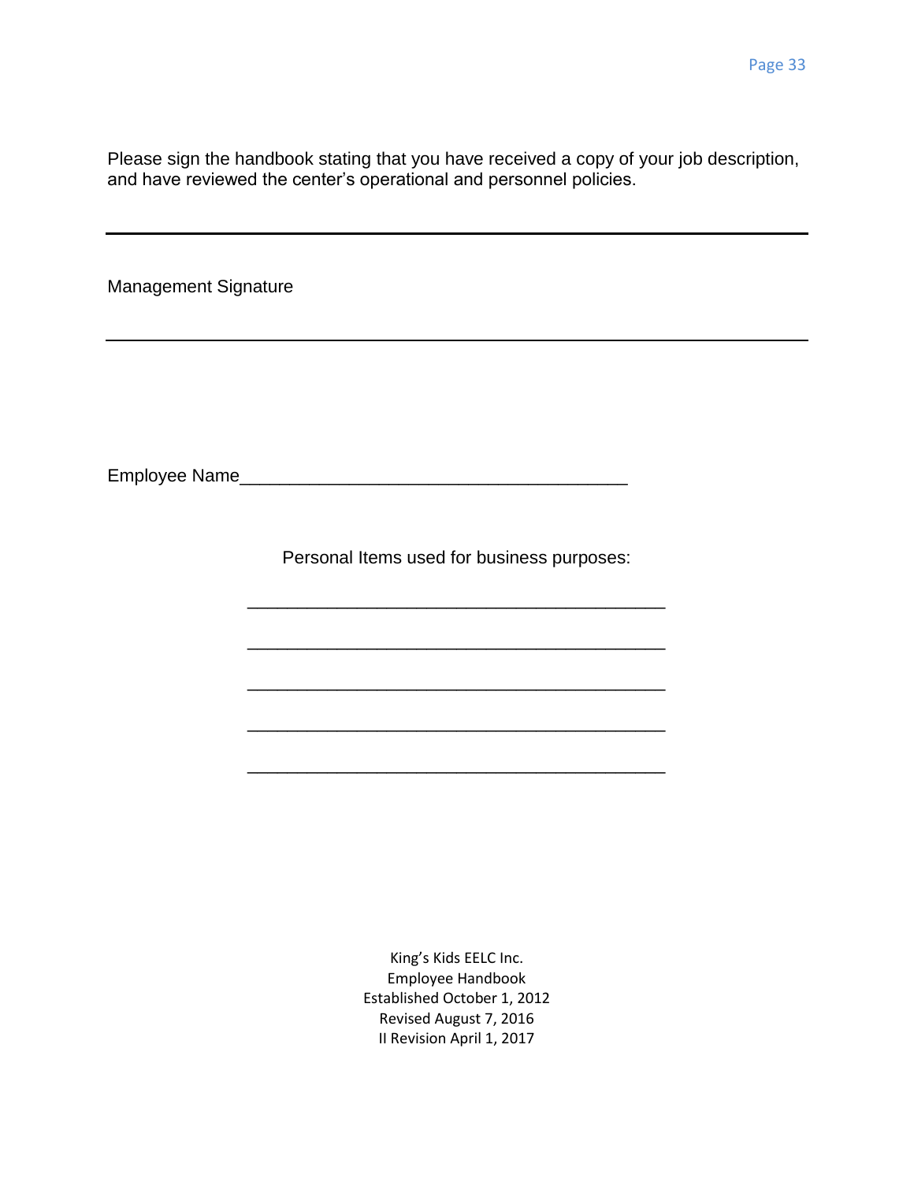Please sign the handbook stating that you have received a copy of your job description, and have reviewed the center's operational and personnel policies.

---

Management Signature

---

Employee Name________________________________________

Personal Items used for business purposes:

___________________________________________

___________________________________________

___________________________________________

___________________________________________

___________________________________________

King's Kids EELC Inc.
Employee Handbook
Established October 1, 2012
Revised August 7, 2016
II Revision April 1, 2017